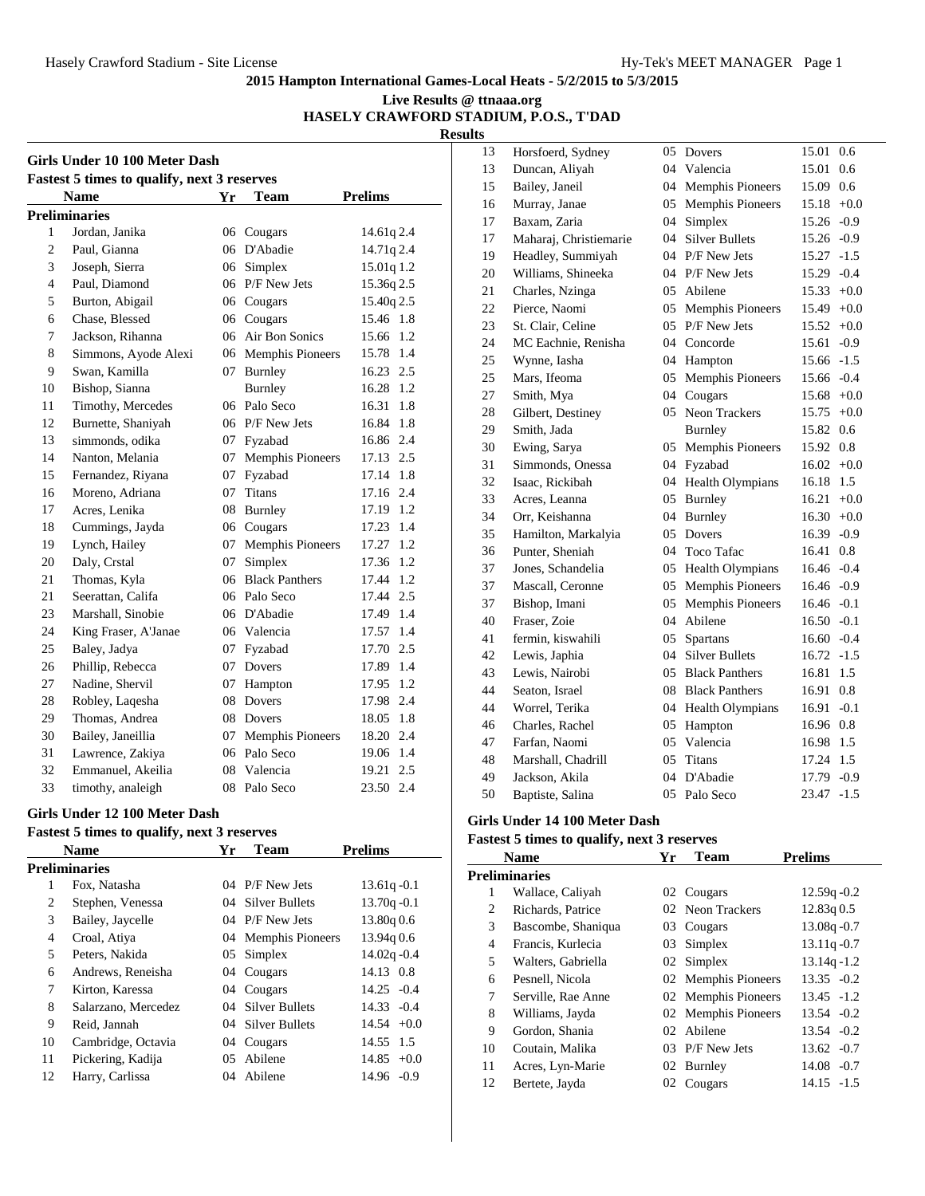# 2015 Hampton International Games-Local Heats - 5/2/2015 to 5/3/2015

**Live Results @ ttnaaa.org**

**HASELY CRAWFORD STADIUM, P.O.S., T'DAD**

**Results**

## Girls Under 10 100 Meter Dash

**Fastest 5 times to qualify, next 3 reserves**

| | Name | Yr | Team | Prelims |
|---|---|---|---|---|
| **Preliminaries** | | | | |
| 1 | Jordan, Janika | 06 | Cougars | 14.61q 2.4 |
| 2 | Paul, Gianna | 06 | D'Abadie | 14.71q 2.4 |
| 3 | Joseph, Sierra | 06 | Simplex | 15.01q 1.2 |
| 4 | Paul, Diamond | 06 | P/F New Jets | 15.36q 2.5 |
| 5 | Burton, Abigail | 06 | Cougars | 15.40q 2.5 |
| 6 | Chase, Blessed | 06 | Cougars | 15.46 1.8 |
| 7 | Jackson, Rihanna | 06 | Air Bon Sonics | 15.66 1.2 |
| 8 | Simmons, Ayode Alexi | 06 | Memphis Pioneers | 15.78 1.4 |
| 9 | Swan, Kamilla | 07 | Burnley | 16.23 2.5 |
| 10 | Bishop, Sianna | | Burnley | 16.28 1.2 |
| 11 | Timothy, Mercedes | 06 | Palo Seco | 16.31 1.8 |
| 12 | Burnette, Shaniyah | 06 | P/F New Jets | 16.84 1.8 |
| 13 | simmonds, odika | 07 | Fyzabad | 16.86 2.4 |
| 14 | Nanton, Melania | 07 | Memphis Pioneers | 17.13 2.5 |
| 15 | Fernandez, Riyana | 07 | Fyzabad | 17.14 1.8 |
| 16 | Moreno, Adriana | 07 | Titans | 17.16 2.4 |
| 17 | Acres, Lenika | 08 | Burnley | 17.19 1.2 |
| 18 | Cummings, Jayda | 06 | Cougars | 17.23 1.4 |
| 19 | Lynch, Hailey | 07 | Memphis Pioneers | 17.27 1.2 |
| 20 | Daly, Crstal | 07 | Simplex | 17.36 1.2 |
| 21 | Thomas, Kyla | 06 | Black Panthers | 17.44 1.2 |
| 21 | Seerattan, Califa | 06 | Palo Seco | 17.44 2.5 |
| 23 | Marshall, Sinobie | 06 | D'Abadie | 17.49 1.4 |
| 24 | King Fraser, A'Janae | 06 | Valencia | 17.57 1.4 |
| 25 | Baley, Jadya | 07 | Fyzabad | 17.70 2.5 |
| 26 | Phillip, Rebecca | 07 | Dovers | 17.89 1.4 |
| 27 | Nadine, Shervil | 07 | Hampton | 17.95 1.2 |
| 28 | Robley, Laqesha | 08 | Dovers | 17.98 2.4 |
| 29 | Thomas, Andrea | 08 | Dovers | 18.05 1.8 |
| 30 | Bailey, Janeillia | 07 | Memphis Pioneers | 18.20 2.4 |
| 31 | Lawrence, Zakiya | 06 | Palo Seco | 19.06 1.4 |
| 32 | Emmanuel, Akeilia | 08 | Valencia | 19.21 2.5 |
| 33 | timothy, analeigh | 08 | Palo Seco | 23.50 2.4 |

## Girls Under 12 100 Meter Dash

**Fastest 5 times to qualify, next 3 reserves**

| | Name | Yr | Team | Prelims |
|---|---|---|---|---|
| **Preliminaries** | | | | |
| 1 | Fox, Natasha | 04 | P/F New Jets | 13.61q -0.1 |
| 2 | Stephen, Venessa | 04 | Silver Bullets | 13.70q -0.1 |
| 3 | Bailey, Jaycelle | 04 | P/F New Jets | 13.80q 0.6 |
| 4 | Croal, Atiya | 04 | Memphis Pioneers | 13.94q 0.6 |
| 5 | Peters, Nakida | 05 | Simplex | 14.02q -0.4 |
| 6 | Andrews, Reneisha | 04 | Cougars | 14.13 0.8 |
| 7 | Kirton, Karessa | 04 | Cougars | 14.25 -0.4 |
| 8 | Salarzano, Mercedez | 04 | Silver Bullets | 14.33 -0.4 |
| 9 | Reid, Jannah | 04 | Silver Bullets | 14.54 +0.0 |
| 10 | Cambridge, Octavia | 04 | Cougars | 14.55 1.5 |
| 11 | Pickering, Kadija | 05 | Abilene | 14.85 +0.0 |
| 12 | Harry, Carlissa | 04 | Abilene | 14.96 -0.9 |
| 13 | Horsfoerd, Sydney | 05 | Dovers | 15.01 0.6 |
| 13 | Duncan, Aliyah | 04 | Valencia | 15.01 0.6 |
| 15 | Bailey, Janeil | 04 | Memphis Pioneers | 15.09 0.6 |
| 16 | Murray, Janae | 05 | Memphis Pioneers | 15.18 +0.0 |
| 17 | Baxam, Zaria | 04 | Simplex | 15.26 -0.9 |
| 17 | Maharaj, Christiemarie | 04 | Silver Bullets | 15.26 -0.9 |
| 19 | Headley, Summiyah | 04 | P/F New Jets | 15.27 -1.5 |
| 20 | Williams, Shineeka | 04 | P/F New Jets | 15.29 -0.4 |
| 21 | Charles, Nzinga | 05 | Abilene | 15.33 +0.0 |
| 22 | Pierce, Naomi | 05 | Memphis Pioneers | 15.49 +0.0 |
| 23 | St. Clair, Celine | 05 | P/F New Jets | 15.52 +0.0 |
| 24 | MC Eachnie, Renisha | 04 | Concorde | 15.61 -0.9 |
| 25 | Wynne, Iasha | 04 | Hampton | 15.66 -1.5 |
| 25 | Mars, Ifeoma | 05 | Memphis Pioneers | 15.66 -0.4 |
| 27 | Smith, Mya | 04 | Cougars | 15.68 +0.0 |
| 28 | Gilbert, Destiney | 05 | Neon Trackers | 15.75 +0.0 |
| 29 | Smith, Jada | | Burnley | 15.82 0.6 |
| 30 | Ewing, Sarya | 05 | Memphis Pioneers | 15.92 0.8 |
| 31 | Simmonds, Onessa | 04 | Fyzabad | 16.02 +0.0 |
| 32 | Isaac, Rickibah | 04 | Health Olympians | 16.18 1.5 |
| 33 | Acres, Leanna | 05 | Burnley | 16.21 +0.0 |
| 34 | Orr, Keishanna | 04 | Burnley | 16.30 +0.0 |
| 35 | Hamilton, Markalyia | 05 | Dovers | 16.39 -0.9 |
| 36 | Punter, Sheniah | 04 | Toco Tafac | 16.41 0.8 |
| 37 | Jones, Schandelia | 05 | Health Olympians | 16.46 -0.4 |
| 37 | Mascall, Ceronne | 05 | Memphis Pioneers | 16.46 -0.9 |
| 37 | Bishop, Imani | 05 | Memphis Pioneers | 16.46 -0.1 |
| 40 | Fraser, Zoie | 04 | Abilene | 16.50 -0.1 |
| 41 | fermin, kiswahili | 05 | Spartans | 16.60 -0.4 |
| 42 | Lewis, Japhia | 04 | Silver Bullets | 16.72 -1.5 |
| 43 | Lewis, Nairobi | 05 | Black Panthers | 16.81 1.5 |
| 44 | Seaton, Israel | 08 | Black Panthers | 16.91 0.8 |
| 44 | Worrel, Terika | 04 | Health Olympians | 16.91 -0.1 |
| 46 | Charles, Rachel | 05 | Hampton | 16.96 0.8 |
| 47 | Farfan, Naomi | 05 | Valencia | 16.98 1.5 |
| 48 | Marshall, Chadrill | 05 | Titans | 17.24 1.5 |
| 49 | Jackson, Akila | 04 | D'Abadie | 17.79 -0.9 |
| 50 | Baptiste, Salina | 05 | Palo Seco | 23.47 -1.5 |

## Girls Under 14 100 Meter Dash

**Fastest 5 times to qualify, next 3 reserves**

| | Name | Yr | Team | Prelims |
|---|---|---|---|---|
| **Preliminaries** | | | | |
| 1 | Wallace, Caliyah | 02 | Cougars | 12.59q -0.2 |
| 2 | Richards, Patrice | 02 | Neon Trackers | 12.83q 0.5 |
| 3 | Bascombe, Shaniqua | 03 | Cougars | 13.08q -0.7 |
| 4 | Francis, Kurlecia | 03 | Simplex | 13.11q -0.7 |
| 5 | Walters, Gabriella | 02 | Simplex | 13.14q -1.2 |
| 6 | Pesnell, Nicola | 02 | Memphis Pioneers | 13.35 -0.2 |
| 7 | Serville, Rae Anne | 02 | Memphis Pioneers | 13.45 -1.2 |
| 8 | Williams, Jayda | 02 | Memphis Pioneers | 13.54 -0.2 |
| 9 | Gordon, Shania | 02 | Abilene | 13.54 -0.2 |
| 10 | Coutain, Malika | 03 | P/F New Jets | 13.62 -0.7 |
| 11 | Acres, Lyn-Marie | 02 | Burnley | 14.08 -0.7 |
| 12 | Bertete, Jayda | 02 | Cougars | 14.15 -1.5 |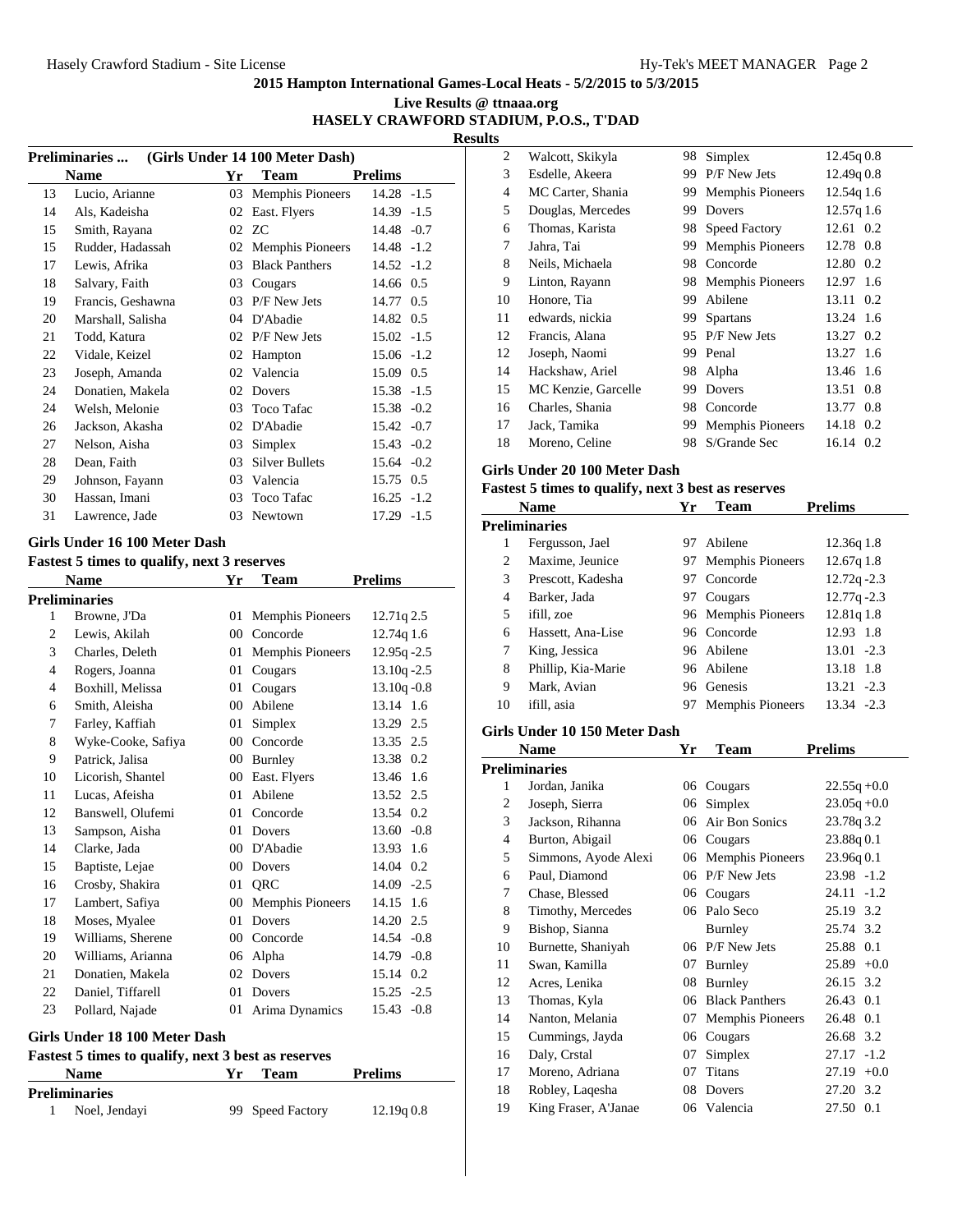**2015 Hampton International Games-Local Heats - 5/2/2015 to 5/3/2015**

**Live Results @ ttnaaa.org**

**HASELY CRAWFORD STADIUM, P.O.S., T'DAD**

**Results**

### Preliminaries ... (Girls Under 14 100 Meter Dash)

| | Name | Yr | Team | Prelims |
|---|---|---|---|---|
| 13 | Lucio, Arianne | 03 | Memphis Pioneers | 14.28 -1.5 |
| 14 | Als, Kadeisha | 02 | East. Flyers | 14.39 -1.5 |
| 15 | Smith, Rayana | 02 | ZC | 14.48 -0.7 |
| 15 | Rudder, Hadassah | 02 | Memphis Pioneers | 14.48 -1.2 |
| 17 | Lewis, Afrika | 03 | Black Panthers | 14.52 -1.2 |
| 18 | Salvary, Faith | 03 | Cougars | 14.66 0.5 |
| 19 | Francis, Geshawna | 03 | P/F New Jets | 14.77 0.5 |
| 20 | Marshall, Salisha | 04 | D'Abadie | 14.82 0.5 |
| 21 | Todd, Katura | 02 | P/F New Jets | 15.02 -1.5 |
| 22 | Vidale, Keizel | 02 | Hampton | 15.06 -1.2 |
| 23 | Joseph, Amanda | 02 | Valencia | 15.09 0.5 |
| 24 | Donatien, Makela | 02 | Dovers | 15.38 -1.5 |
| 24 | Welsh, Melonie | 03 | Toco Tafac | 15.38 -0.2 |
| 26 | Jackson, Akasha | 02 | D'Abadie | 15.42 -0.7 |
| 27 | Nelson, Aisha | 03 | Simplex | 15.43 -0.2 |
| 28 | Dean, Faith | 03 | Silver Bullets | 15.64 -0.2 |
| 29 | Johnson, Fayann | 03 | Valencia | 15.75 0.5 |
| 30 | Hassan, Imani | 03 | Toco Tafac | 16.25 -1.2 |
| 31 | Lawrence, Jade | 03 | Newtown | 17.29 -1.5 |

### Girls Under 16 100 Meter Dash

**Fastest 5 times to qualify, next 3 reserves**

| | Name | Yr | Team | Prelims |
|---|---|---|---|---|
| **Preliminaries** | | | | |
| 1 | Browne, J'Da | 01 | Memphis Pioneers | 12.71q 2.5 |
| 2 | Lewis, Akilah | 00 | Concorde | 12.74q 1.6 |
| 3 | Charles, Deleth | 01 | Memphis Pioneers | 12.95q -2.5 |
| 4 | Rogers, Joanna | 01 | Cougars | 13.10q -2.5 |
| 4 | Boxhill, Melissa | 01 | Cougars | 13.10q -0.8 |
| 6 | Smith, Aleisha | 00 | Abilene | 13.14 1.6 |
| 7 | Farley, Kaffiah | 01 | Simplex | 13.29 2.5 |
| 8 | Wyke-Cooke, Safiya | 00 | Concorde | 13.35 2.5 |
| 9 | Patrick, Jalisa | 00 | Burnley | 13.38 0.2 |
| 10 | Licorish, Shantel | 00 | East. Flyers | 13.46 1.6 |
| 11 | Lucas, Afeisha | 01 | Abilene | 13.52 2.5 |
| 12 | Banswell, Olufemi | 01 | Concorde | 13.54 0.2 |
| 13 | Sampson, Aisha | 01 | Dovers | 13.60 -0.8 |
| 14 | Clarke, Jada | 00 | D'Abadie | 13.93 1.6 |
| 15 | Baptiste, Lejae | 00 | Dovers | 14.04 0.2 |
| 16 | Crosby, Shakira | 01 | QRC | 14.09 -2.5 |
| 17 | Lambert, Safiya | 00 | Memphis Pioneers | 14.15 1.6 |
| 18 | Moses, Myalee | 01 | Dovers | 14.20 2.5 |
| 19 | Williams, Sherene | 00 | Concorde | 14.54 -0.8 |
| 20 | Williams, Arianna | 06 | Alpha | 14.79 -0.8 |
| 21 | Donatien, Makela | 02 | Dovers | 15.14 0.2 |
| 22 | Daniel, Tiffarell | 01 | Dovers | 15.25 -2.5 |
| 23 | Pollard, Najade | 01 | Arima Dynamics | 15.43 -0.8 |

### Girls Under 18 100 Meter Dash

**Fastest 5 times to qualify, next 3 best as reserves**

| | Name | Yr | Team | Prelims |
|---|---|---|---|---|
| **Preliminaries** | | | | |
| 1 | Noel, Jendayi | 99 | Speed Factory | 12.19q 0.8 |
| 2 | Walcott, Skikyla | 98 | Simplex | 12.45q 0.8 |
| 3 | Esdelle, Akeera | 99 | P/F New Jets | 12.49q 0.8 |
| 4 | MC Carter, Shania | 99 | Memphis Pioneers | 12.54q 1.6 |
| 5 | Douglas, Mercedes | 99 | Dovers | 12.57q 1.6 |
| 6 | Thomas, Karista | 98 | Speed Factory | 12.61 0.2 |
| 7 | Jahra, Tai | 99 | Memphis Pioneers | 12.78 0.8 |
| 8 | Neils, Michaela | 98 | Concorde | 12.80 0.2 |
| 9 | Linton, Rayann | 98 | Memphis Pioneers | 12.97 1.6 |
| 10 | Honore, Tia | 99 | Abilene | 13.11 0.2 |
| 11 | edwards, nickia | 99 | Spartans | 13.24 1.6 |
| 12 | Francis, Alana | 95 | P/F New Jets | 13.27 0.2 |
| 12 | Joseph, Naomi | 99 | Penal | 13.27 1.6 |
| 14 | Hackshaw, Ariel | 98 | Alpha | 13.46 1.6 |
| 15 | MC Kenzie, Garcelle | 99 | Dovers | 13.51 0.8 |
| 16 | Charles, Shania | 98 | Concorde | 13.77 0.8 |
| 17 | Jack, Tamika | 99 | Memphis Pioneers | 14.18 0.2 |
| 18 | Moreno, Celine | 98 | S/Grande Sec | 16.14 0.2 |

### Girls Under 20 100 Meter Dash

**Fastest 5 times to qualify, next 3 best as reserves**

| | Name | Yr | Team | Prelims |
|---|---|---|---|---|
| **Preliminaries** | | | | |
| 1 | Fergusson, Jael | 97 | Abilene | 12.36q 1.8 |
| 2 | Maxime, Jeunice | 97 | Memphis Pioneers | 12.67q 1.8 |
| 3 | Prescott, Kadesha | 97 | Concorde | 12.72q -2.3 |
| 4 | Barker, Jada | 97 | Cougars | 12.77q -2.3 |
| 5 | ifill, zoe | 96 | Memphis Pioneers | 12.81q 1.8 |
| 6 | Hassett, Ana-Lise | 96 | Concorde | 12.93 1.8 |
| 7 | King, Jessica | 96 | Abilene | 13.01 -2.3 |
| 8 | Phillip, Kia-Marie | 96 | Abilene | 13.18 1.8 |
| 9 | Mark, Avian | 96 | Genesis | 13.21 -2.3 |
| 10 | ifill, asia | 97 | Memphis Pioneers | 13.34 -2.3 |

### Girls Under 10 150 Meter Dash

| | Name | Yr | Team | Prelims |
|---|---|---|---|---|
| **Preliminaries** | | | | |
| 1 | Jordan, Janika | 06 | Cougars | 22.55q +0.0 |
| 2 | Joseph, Sierra | 06 | Simplex | 23.05q +0.0 |
| 3 | Jackson, Rihanna | 06 | Air Bon Sonics | 23.78q 3.2 |
| 4 | Burton, Abigail | 06 | Cougars | 23.88q 0.1 |
| 5 | Simmons, Ayode Alexi | 06 | Memphis Pioneers | 23.96q 0.1 |
| 6 | Paul, Diamond | 06 | P/F New Jets | 23.98 -1.2 |
| 7 | Chase, Blessed | 06 | Cougars | 24.11 -1.2 |
| 8 | Timothy, Mercedes | 06 | Palo Seco | 25.19 3.2 |
| 9 | Bishop, Sianna | | Burnley | 25.74 3.2 |
| 10 | Burnette, Shaniyah | 06 | P/F New Jets | 25.88 0.1 |
| 11 | Swan, Kamilla | 07 | Burnley | 25.89 +0.0 |
| 12 | Acres, Lenika | 08 | Burnley | 26.15 3.2 |
| 13 | Thomas, Kyla | 06 | Black Panthers | 26.43 0.1 |
| 14 | Nanton, Melania | 07 | Memphis Pioneers | 26.48 0.1 |
| 15 | Cummings, Jayda | 06 | Cougars | 26.68 3.2 |
| 16 | Daly, Crstal | 07 | Simplex | 27.17 -1.2 |
| 17 | Moreno, Adriana | 07 | Titans | 27.19 +0.0 |
| 18 | Robley, Laqesha | 08 | Dovers | 27.20 3.2 |
| 19 | King Fraser, A'Janae | 06 | Valencia | 27.50 0.1 |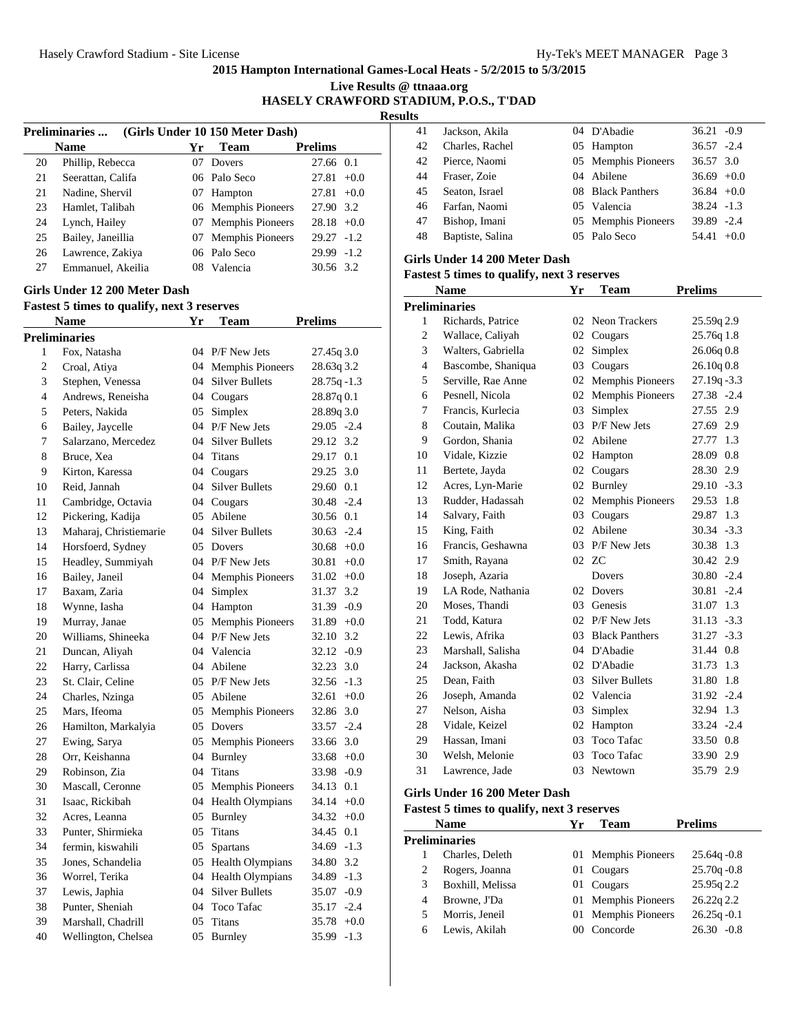# 2015 Hampton International Games-Local Heats - 5/2/2015 to 5/3/2015

**Live Results @ ttnaaa.org**

**HASELY CRAWFORD STADIUM, P.O.S., T'DAD**

**Results**

### Preliminaries ... (Girls Under 10 150 Meter Dash)

| | Name | Yr | Team | Prelims |
|---|---|---|---|---|
| 20 | Phillip, Rebecca | 07 | Dovers | 27.66 0.1 |
| 21 | Seerattan, Califa | 06 | Palo Seco | 27.81 +0.0 |
| 21 | Nadine, Shervil | 07 | Hampton | 27.81 +0.0 |
| 23 | Hamlet, Talibah | 06 | Memphis Pioneers | 27.90 3.2 |
| 24 | Lynch, Hailey | 07 | Memphis Pioneers | 28.18 +0.0 |
| 25 | Bailey, Janeillia | 07 | Memphis Pioneers | 29.27 -1.2 |
| 26 | Lawrence, Zakiya | 06 | Palo Seco | 29.99 -1.2 |
| 27 | Emmanuel, Akeilia | 08 | Valencia | 30.56 3.2 |

### Girls Under 12 200 Meter Dash

**Fastest 5 times to qualify, next 3 reserves**

| | Name | Yr | Team | Prelims |
|---|---|---|---|---|
| **Preliminaries** | | | | |
| 1 | Fox, Natasha | 04 | P/F New Jets | 27.45q 3.0 |
| 2 | Croal, Atiya | 04 | Memphis Pioneers | 28.63q 3.2 |
| 3 | Stephen, Venessa | 04 | Silver Bullets | 28.75q -1.3 |
| 4 | Andrews, Reneisha | 04 | Cougars | 28.87q 0.1 |
| 5 | Peters, Nakida | 05 | Simplex | 28.89q 3.0 |
| 6 | Bailey, Jaycelle | 04 | P/F New Jets | 29.05 -2.4 |
| 7 | Salarzano, Mercedez | 04 | Silver Bullets | 29.12 3.2 |
| 8 | Bruce, Xea | 04 | Titans | 29.17 0.1 |
| 9 | Kirton, Karessa | 04 | Cougars | 29.25 3.0 |
| 10 | Reid, Jannah | 04 | Silver Bullets | 29.60 0.1 |
| 11 | Cambridge, Octavia | 04 | Cougars | 30.48 -2.4 |
| 12 | Pickering, Kadija | 05 | Abilene | 30.56 0.1 |
| 13 | Maharaj, Christiemarie | 04 | Silver Bullets | 30.63 -2.4 |
| 14 | Horsfoerd, Sydney | 05 | Dovers | 30.68 +0.0 |
| 15 | Headley, Summiyah | 04 | P/F New Jets | 30.81 +0.0 |
| 16 | Bailey, Janeil | 04 | Memphis Pioneers | 31.02 +0.0 |
| 17 | Baxam, Zaria | 04 | Simplex | 31.37 3.2 |
| 18 | Wynne, Iasha | 04 | Hampton | 31.39 -0.9 |
| 19 | Murray, Janae | 05 | Memphis Pioneers | 31.89 +0.0 |
| 20 | Williams, Shineeka | 04 | P/F New Jets | 32.10 3.2 |
| 21 | Duncan, Aliyah | 04 | Valencia | 32.12 -0.9 |
| 22 | Harry, Carlissa | 04 | Abilene | 32.23 3.0 |
| 23 | St. Clair, Celine | 05 | P/F New Jets | 32.56 -1.3 |
| 24 | Charles, Nzinga | 05 | Abilene | 32.61 +0.0 |
| 25 | Mars, Ifeoma | 05 | Memphis Pioneers | 32.86 3.0 |
| 26 | Hamilton, Markalyia | 05 | Dovers | 33.57 -2.4 |
| 27 | Ewing, Sarya | 05 | Memphis Pioneers | 33.66 3.0 |
| 28 | Orr, Keishanna | 04 | Burnley | 33.68 +0.0 |
| 29 | Robinson, Zia | 04 | Titans | 33.98 -0.9 |
| 30 | Mascall, Ceronne | 05 | Memphis Pioneers | 34.13 0.1 |
| 31 | Isaac, Rickibah | 04 | Health Olympians | 34.14 +0.0 |
| 32 | Acres, Leanna | 05 | Burnley | 34.32 +0.0 |
| 33 | Punter, Shirmieka | 05 | Titans | 34.45 0.1 |
| 34 | fermin, kiswahili | 05 | Spartans | 34.69 -1.3 |
| 35 | Jones, Schandelia | 05 | Health Olympians | 34.80 3.2 |
| 36 | Worrel, Terika | 04 | Health Olympians | 34.89 -1.3 |
| 37 | Lewis, Japhia | 04 | Silver Bullets | 35.07 -0.9 |
| 38 | Punter, Sheniah | 04 | Toco Tafac | 35.17 -2.4 |
| 39 | Marshall, Chadrill | 05 | Titans | 35.78 +0.0 |
| 40 | Wellington, Chelsea | 05 | Burnley | 35.99 -1.3 |
| 41 | Jackson, Akila | 04 | D'Abadie | 36.21 -0.9 |
| 42 | Charles, Rachel | 05 | Hampton | 36.57 -2.4 |
| 42 | Pierce, Naomi | 05 | Memphis Pioneers | 36.57 3.0 |
| 44 | Fraser, Zoie | 04 | Abilene | 36.69 +0.0 |
| 45 | Seaton, Israel | 08 | Black Panthers | 36.84 +0.0 |
| 46 | Farfan, Naomi | 05 | Valencia | 38.24 -1.3 |
| 47 | Bishop, Imani | 05 | Memphis Pioneers | 39.89 -2.4 |
| 48 | Baptiste, Salina | 05 | Palo Seco | 54.41 +0.0 |

### Girls Under 14 200 Meter Dash

**Fastest 5 times to qualify, next 3 reserves**

| | Name | Yr | Team | Prelims |
|---|---|---|---|---|
| **Preliminaries** | | | | |
| 1 | Richards, Patrice | 02 | Neon Trackers | 25.59q 2.9 |
| 2 | Wallace, Caliyah | 02 | Cougars | 25.76q 1.8 |
| 3 | Walters, Gabriella | 02 | Simplex | 26.06q 0.8 |
| 4 | Bascombe, Shaniqua | 03 | Cougars | 26.10q 0.8 |
| 5 | Serville, Rae Anne | 02 | Memphis Pioneers | 27.19q -3.3 |
| 6 | Pesnell, Nicola | 02 | Memphis Pioneers | 27.38 -2.4 |
| 7 | Francis, Kurlecia | 03 | Simplex | 27.55 2.9 |
| 8 | Coutain, Malika | 03 | P/F New Jets | 27.69 2.9 |
| 9 | Gordon, Shania | 02 | Abilene | 27.77 1.3 |
| 10 | Vidale, Kizzie | 02 | Hampton | 28.09 0.8 |
| 11 | Bertete, Jayda | 02 | Cougars | 28.30 2.9 |
| 12 | Acres, Lyn-Marie | 02 | Burnley | 29.10 -3.3 |
| 13 | Rudder, Hadassah | 02 | Memphis Pioneers | 29.53 1.8 |
| 14 | Salvary, Faith | 03 | Cougars | 29.87 1.3 |
| 15 | King, Faith | 02 | Abilene | 30.34 -3.3 |
| 16 | Francis, Geshawna | 03 | P/F New Jets | 30.38 1.3 |
| 17 | Smith, Rayana | 02 | ZC | 30.42 2.9 |
| 18 | Joseph, Azaria | | Dovers | 30.80 -2.4 |
| 19 | LA Rode, Nathania | 02 | Dovers | 30.81 -2.4 |
| 20 | Moses, Thandi | 03 | Genesis | 31.07 1.3 |
| 21 | Todd, Katura | 02 | P/F New Jets | 31.13 -3.3 |
| 22 | Lewis, Afrika | 03 | Black Panthers | 31.27 -3.3 |
| 23 | Marshall, Salisha | 04 | D'Abadie | 31.44 0.8 |
| 24 | Jackson, Akasha | 02 | D'Abadie | 31.73 1.3 |
| 25 | Dean, Faith | 03 | Silver Bullets | 31.80 1.8 |
| 26 | Joseph, Amanda | 02 | Valencia | 31.92 -2.4 |
| 27 | Nelson, Aisha | 03 | Simplex | 32.94 1.3 |
| 28 | Vidale, Keizel | 02 | Hampton | 33.24 -2.4 |
| 29 | Hassan, Imani | 03 | Toco Tafac | 33.50 0.8 |
| 30 | Welsh, Melonie | 03 | Toco Tafac | 33.90 2.9 |
| 31 | Lawrence, Jade | 03 | Newtown | 35.79 2.9 |

### Girls Under 16 200 Meter Dash

**Fastest 5 times to qualify, next 3 reserves**

| | Name | Yr | Team | Prelims |
|---|---|---|---|---|
| **Preliminaries** | | | | |
| 1 | Charles, Deleth | 01 | Memphis Pioneers | 25.64q -0.8 |
| 2 | Rogers, Joanna | 01 | Cougars | 25.70q -0.8 |
| 3 | Boxhill, Melissa | 01 | Cougars | 25.95q 2.2 |
| 4 | Browne, J'Da | 01 | Memphis Pioneers | 26.22q 2.2 |
| 5 | Morris, Jeneil | 01 | Memphis Pioneers | 26.25q -0.1 |
| 6 | Lewis, Akilah | 00 | Concorde | 26.30 -0.8 |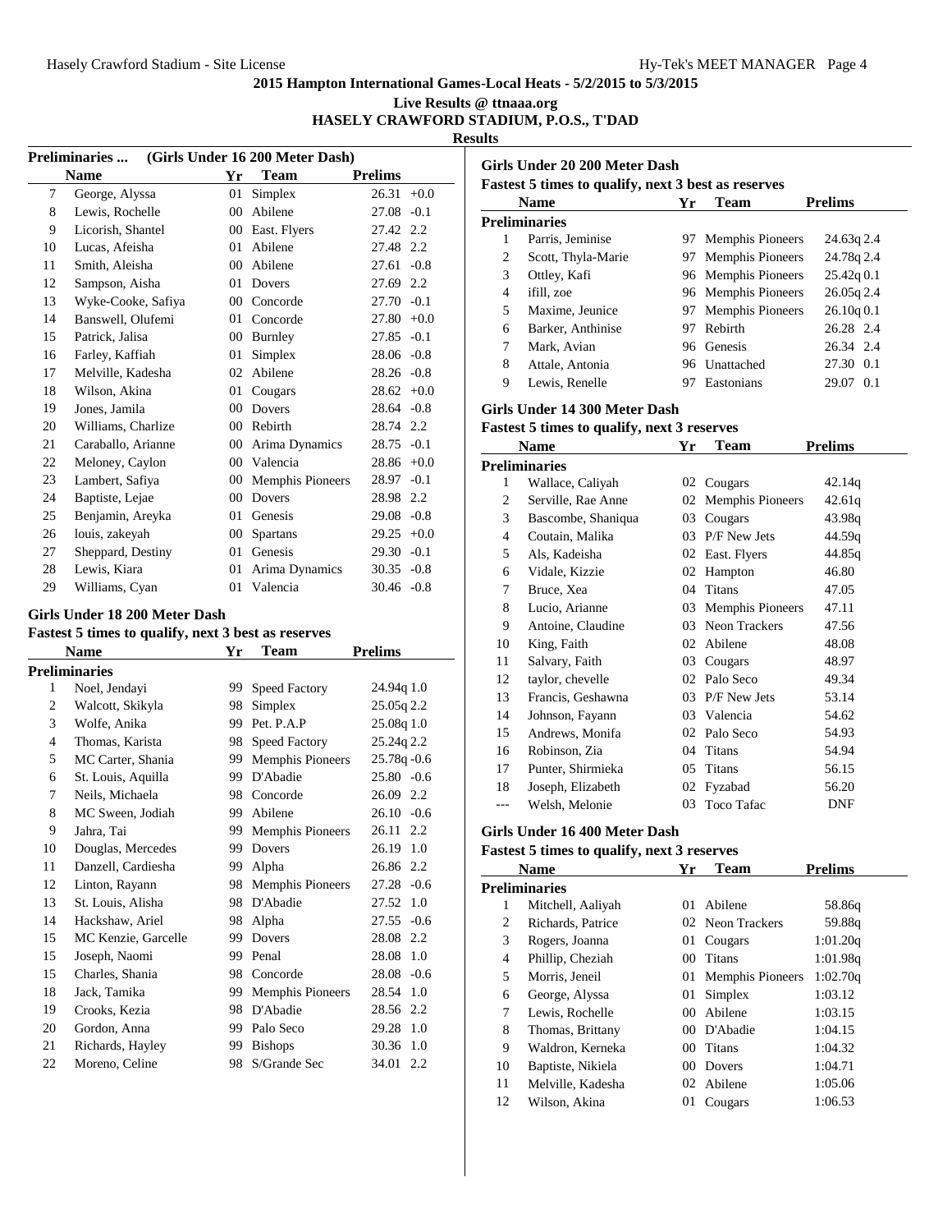**2015 Hampton International Games-Local Heats - 5/2/2015 to 5/3/2015**

**Live Results @ ttnaaa.org**

**HASELY CRAWFORD STADIUM, P.O.S., T'DAD**

**Results**

### Preliminaries ... (Girls Under 16 200 Meter Dash)

| | Name | Yr | Team | Prelims | |
|---|---|---|---|---|---|
| 7 | George, Alyssa | 01 | Simplex | 26.31 | +0.0 |
| 8 | Lewis, Rochelle | 00 | Abilene | 27.08 | -0.1 |
| 9 | Licorish, Shantel | 00 | East. Flyers | 27.42 | 2.2 |
| 10 | Lucas, Afeisha | 01 | Abilene | 27.48 | 2.2 |
| 11 | Smith, Aleisha | 00 | Abilene | 27.61 | -0.8 |
| 12 | Sampson, Aisha | 01 | Dovers | 27.69 | 2.2 |
| 13 | Wyke-Cooke, Safiya | 00 | Concorde | 27.70 | -0.1 |
| 14 | Banswell, Olufemi | 01 | Concorde | 27.80 | +0.0 |
| 15 | Patrick, Jalisa | 00 | Burnley | 27.85 | -0.1 |
| 16 | Farley, Kaffiah | 01 | Simplex | 28.06 | -0.8 |
| 17 | Melville, Kadesha | 02 | Abilene | 28.26 | -0.8 |
| 18 | Wilson, Akina | 01 | Cougars | 28.62 | +0.0 |
| 19 | Jones, Jamila | 00 | Dovers | 28.64 | -0.8 |
| 20 | Williams, Charlize | 00 | Rebirth | 28.74 | 2.2 |
| 21 | Caraballo, Arianne | 00 | Arima Dynamics | 28.75 | -0.1 |
| 22 | Meloney, Caylon | 00 | Valencia | 28.86 | +0.0 |
| 23 | Lambert, Safiya | 00 | Memphis Pioneers | 28.97 | -0.1 |
| 24 | Baptiste, Lejae | 00 | Dovers | 28.98 | 2.2 |
| 25 | Benjamin, Areyka | 01 | Genesis | 29.08 | -0.8 |
| 26 | louis, zakeyah | 00 | Spartans | 29.25 | +0.0 |
| 27 | Sheppard, Destiny | 01 | Genesis | 29.30 | -0.1 |
| 28 | Lewis, Kiara | 01 | Arima Dynamics | 30.35 | -0.8 |
| 29 | Williams, Cyan | 01 | Valencia | 30.46 | -0.8 |

### Girls Under 18 200 Meter Dash

**Fastest 5 times to qualify, next 3 best as reserves**

| | Name | Yr | Team | Prelims | |
|---|---|---|---|---|---|
| **Preliminaries** | | | | | |
| 1 | Noel, Jendayi | 99 | Speed Factory | 24.94q | 1.0 |
| 2 | Walcott, Skikyla | 98 | Simplex | 25.05q | 2.2 |
| 3 | Wolfe, Anika | 99 | Pet. P.A.P | 25.08q | 1.0 |
| 4 | Thomas, Karista | 98 | Speed Factory | 25.24q | 2.2 |
| 5 | MC Carter, Shania | 99 | Memphis Pioneers | 25.78q | -0.6 |
| 6 | St. Louis, Aquilla | 99 | D'Abadie | 25.80 | -0.6 |
| 7 | Neils, Michaela | 98 | Concorde | 26.09 | 2.2 |
| 8 | MC Sween, Jodiah | 99 | Abilene | 26.10 | -0.6 |
| 9 | Jahra, Tai | 99 | Memphis Pioneers | 26.11 | 2.2 |
| 10 | Douglas, Mercedes | 99 | Dovers | 26.19 | 1.0 |
| 11 | Danzell, Cardiesha | 99 | Alpha | 26.86 | 2.2 |
| 12 | Linton, Rayann | 98 | Memphis Pioneers | 27.28 | -0.6 |
| 13 | St. Louis, Alisha | 98 | D'Abadie | 27.52 | 1.0 |
| 14 | Hackshaw, Ariel | 98 | Alpha | 27.55 | -0.6 |
| 15 | MC Kenzie, Garcelle | 99 | Dovers | 28.08 | 2.2 |
| 15 | Joseph, Naomi | 99 | Penal | 28.08 | 1.0 |
| 15 | Charles, Shania | 98 | Concorde | 28.08 | -0.6 |
| 18 | Jack, Tamika | 99 | Memphis Pioneers | 28.54 | 1.0 |
| 19 | Crooks, Kezia | 98 | D'Abadie | 28.56 | 2.2 |
| 20 | Gordon, Anna | 99 | Palo Seco | 29.28 | 1.0 |
| 21 | Richards, Hayley | 99 | Bishops | 30.36 | 1.0 |
| 22 | Moreno, Celine | 98 | S/Grande Sec | 34.01 | 2.2 |

### Girls Under 20 200 Meter Dash

**Fastest 5 times to qualify, next 3 best as reserves**

| | Name | Yr | Team | Prelims | |
|---|---|---|---|---|---|
| **Preliminaries** | | | | | |
| 1 | Parris, Jeminise | 97 | Memphis Pioneers | 24.63q | 2.4 |
| 2 | Scott, Thyla-Marie | 97 | Memphis Pioneers | 24.78q | 2.4 |
| 3 | Ottley, Kafi | 96 | Memphis Pioneers | 25.42q | 0.1 |
| 4 | ifill, zoe | 96 | Memphis Pioneers | 26.05q | 2.4 |
| 5 | Maxime, Jeunice | 97 | Memphis Pioneers | 26.10q | 0.1 |
| 6 | Barker, Anthinise | 97 | Rebirth | 26.28 | 2.4 |
| 7 | Mark, Avian | 96 | Genesis | 26.34 | 2.4 |
| 8 | Attale, Antonia | 96 | Unattached | 27.30 | 0.1 |
| 9 | Lewis, Renelle | 97 | Eastonians | 29.07 | 0.1 |

### Girls Under 14 300 Meter Dash

**Fastest 5 times to qualify, next 3 reserves**

| | Name | Yr | Team | Prelims |
|---|---|---|---|---|
| **Preliminaries** | | | | |
| 1 | Wallace, Caliyah | 02 | Cougars | 42.14q |
| 2 | Serville, Rae Anne | 02 | Memphis Pioneers | 42.61q |
| 3 | Bascombe, Shaniqua | 03 | Cougars | 43.98q |
| 4 | Coutain, Malika | 03 | P/F New Jets | 44.59q |
| 5 | Als, Kadeisha | 02 | East. Flyers | 44.85q |
| 6 | Vidale, Kizzie | 02 | Hampton | 46.80 |
| 7 | Bruce, Xea | 04 | Titans | 47.05 |
| 8 | Lucio, Arianne | 03 | Memphis Pioneers | 47.11 |
| 9 | Antoine, Claudine | 03 | Neon Trackers | 47.56 |
| 10 | King, Faith | 02 | Abilene | 48.08 |
| 11 | Salvary, Faith | 03 | Cougars | 48.97 |
| 12 | taylor, chevelle | 02 | Palo Seco | 49.34 |
| 13 | Francis, Geshawna | 03 | P/F New Jets | 53.14 |
| 14 | Johnson, Fayann | 03 | Valencia | 54.62 |
| 15 | Andrews, Monifa | 02 | Palo Seco | 54.93 |
| 16 | Robinson, Zia | 04 | Titans | 54.94 |
| 17 | Punter, Shirmieka | 05 | Titans | 56.15 |
| 18 | Joseph, Elizabeth | 02 | Fyzabad | 56.20 |
| --- | Welsh, Melonie | 03 | Toco Tafac | DNF |

### Girls Under 16 400 Meter Dash

**Fastest 5 times to qualify, next 3 reserves**

| | Name | Yr | Team | Prelims |
|---|---|---|---|---|
| **Preliminaries** | | | | |
| 1 | Mitchell, Aaliyah | 01 | Abilene | 58.86q |
| 2 | Richards, Patrice | 02 | Neon Trackers | 59.88q |
| 3 | Rogers, Joanna | 01 | Cougars | 1:01.20q |
| 4 | Phillip, Cheziah | 00 | Titans | 1:01.98q |
| 5 | Morris, Jeneil | 01 | Memphis Pioneers | 1:02.70q |
| 6 | George, Alyssa | 01 | Simplex | 1:03.12 |
| 7 | Lewis, Rochelle | 00 | Abilene | 1:03.15 |
| 8 | Thomas, Brittany | 00 | D'Abadie | 1:04.15 |
| 9 | Waldron, Kerneka | 00 | Titans | 1:04.32 |
| 10 | Baptiste, Nikiela | 00 | Dovers | 1:04.71 |
| 11 | Melville, Kadesha | 02 | Abilene | 1:05.06 |
| 12 | Wilson, Akina | 01 | Cougars | 1:06.53 |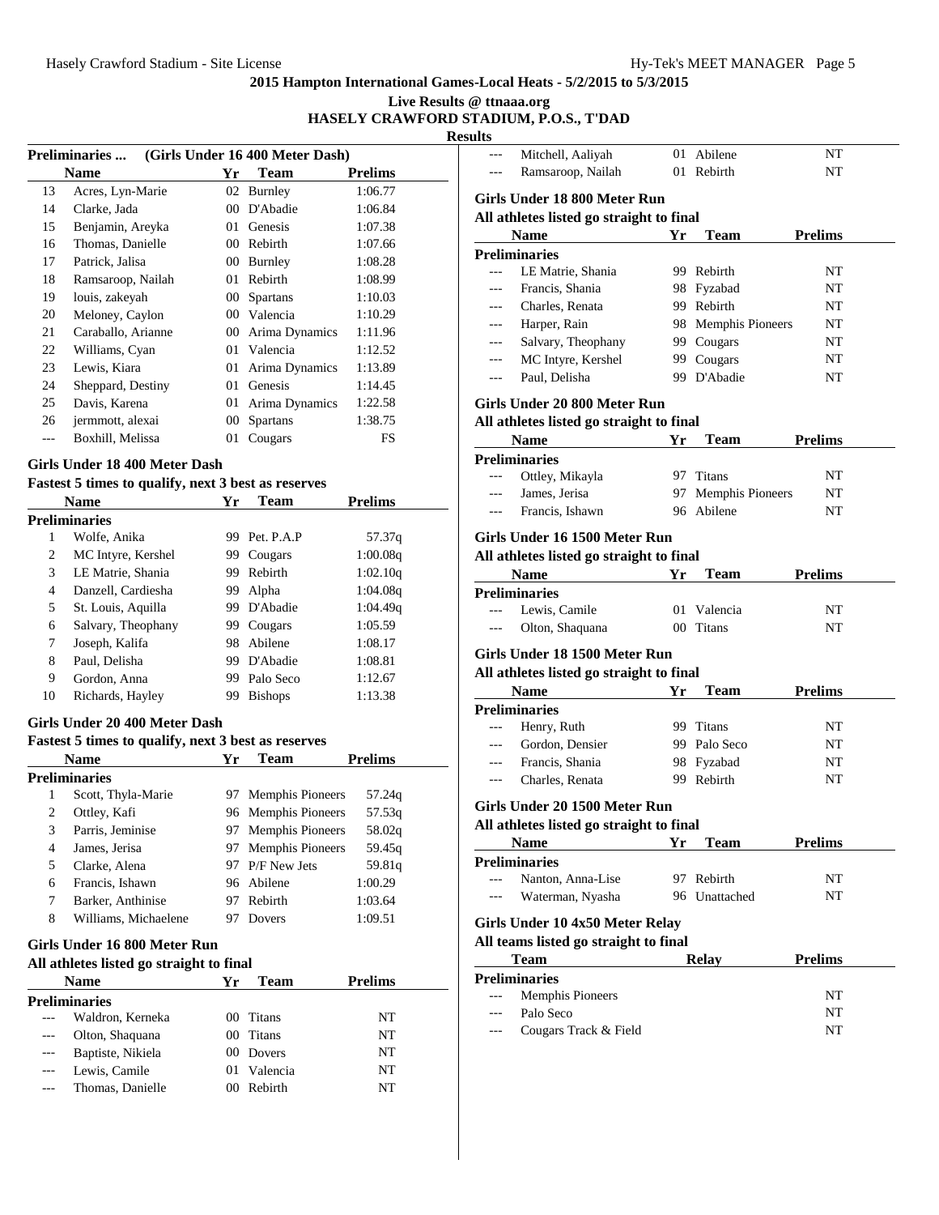# 2015 Hampton International Games-Local Heats - 5/2/2015 to 5/3/2015

**Live Results @ ttnaaa.org**

**HASELY CRAWFORD STADIUM, P.O.S., T'DAD**

**Results**

### Preliminaries ... (Girls Under 16 400 Meter Dash)

| | Name | Yr | Team | Prelims |
|---|---|---|---|---|
| 13 | Acres, Lyn-Marie | 02 | Burnley | 1:06.77 |
| 14 | Clarke, Jada | 00 | D'Abadie | 1:06.84 |
| 15 | Benjamin, Areyka | 01 | Genesis | 1:07.38 |
| 16 | Thomas, Danielle | 00 | Rebirth | 1:07.66 |
| 17 | Patrick, Jalisa | 00 | Burnley | 1:08.28 |
| 18 | Ramsaroop, Nailah | 01 | Rebirth | 1:08.99 |
| 19 | louis, zakeyah | 00 | Spartans | 1:10.03 |
| 20 | Meloney, Caylon | 00 | Valencia | 1:10.29 |
| 21 | Caraballo, Arianne | 00 | Arima Dynamics | 1:11.96 |
| 22 | Williams, Cyan | 01 | Valencia | 1:12.52 |
| 23 | Lewis, Kiara | 01 | Arima Dynamics | 1:13.89 |
| 24 | Sheppard, Destiny | 01 | Genesis | 1:14.45 |
| 25 | Davis, Karena | 01 | Arima Dynamics | 1:22.58 |
| 26 | jermmott, alexai | 00 | Spartans | 1:38.75 |
| --- | Boxhill, Melissa | 01 | Cougars | FS |

### Girls Under 18 400 Meter Dash

**Fastest 5 times to qualify, next 3 best as reserves**

| | Name | Yr | Team | Prelims |
|---|---|---|---|---|
| **Preliminaries** | | | | |
| 1 | Wolfe, Anika | 99 | Pet. P.A.P | 57.37q |
| 2 | MC Intyre, Kershel | 99 | Cougars | 1:00.08q |
| 3 | LE Matrie, Shania | 99 | Rebirth | 1:02.10q |
| 4 | Danzell, Cardiesha | 99 | Alpha | 1:04.08q |
| 5 | St. Louis, Aquilla | 99 | D'Abadie | 1:04.49q |
| 6 | Salvary, Theophany | 99 | Cougars | 1:05.59 |
| 7 | Joseph, Kalifa | 98 | Abilene | 1:08.17 |
| 8 | Paul, Delisha | 99 | D'Abadie | 1:08.81 |
| 9 | Gordon, Anna | 99 | Palo Seco | 1:12.67 |
| 10 | Richards, Hayley | 99 | Bishops | 1:13.38 |

### Girls Under 20 400 Meter Dash

**Fastest 5 times to qualify, next 3 best as reserves**

| | Name | Yr | Team | Prelims |
|---|---|---|---|---|
| **Preliminaries** | | | | |
| 1 | Scott, Thyla-Marie | 97 | Memphis Pioneers | 57.24q |
| 2 | Ottley, Kafi | 96 | Memphis Pioneers | 57.53q |
| 3 | Parris, Jeminise | 97 | Memphis Pioneers | 58.02q |
| 4 | James, Jerisa | 97 | Memphis Pioneers | 59.45q |
| 5 | Clarke, Alena | 97 | P/F New Jets | 59.81q |
| 6 | Francis, Ishawn | 96 | Abilene | 1:00.29 |
| 7 | Barker, Anthinise | 97 | Rebirth | 1:03.64 |
| 8 | Williams, Michaelene | 97 | Dovers | 1:09.51 |

### Girls Under 16 800 Meter Run

**All athletes listed go straight to final**

| | Name | Yr | Team | Prelims |
|---|---|---|---|---|
| **Preliminaries** | | | | |
| --- | Waldron, Kerneka | 00 | Titans | NT |
| --- | Olton, Shaquana | 00 | Titans | NT |
| --- | Baptiste, Nikiela | 00 | Dovers | NT |
| --- | Lewis, Camile | 01 | Valencia | NT |
| --- | Thomas, Danielle | 00 | Rebirth | NT |
| --- | Mitchell, Aaliyah | 01 | Abilene | NT |
| --- | Ramsaroop, Nailah | 01 | Rebirth | NT |

### Girls Under 18 800 Meter Run

**All athletes listed go straight to final**

| | Name | Yr | Team | Prelims |
|---|---|---|---|---|
| **Preliminaries** | | | | |
| --- | LE Matrie, Shania | 99 | Rebirth | NT |
| --- | Francis, Shania | 98 | Fyzabad | NT |
| --- | Charles, Renata | 99 | Rebirth | NT |
| --- | Harper, Rain | 98 | Memphis Pioneers | NT |
| --- | Salvary, Theophany | 99 | Cougars | NT |
| --- | MC Intyre, Kershel | 99 | Cougars | NT |
| --- | Paul, Delisha | 99 | D'Abadie | NT |

### Girls Under 20 800 Meter Run

**All athletes listed go straight to final**

| | Name | Yr | Team | Prelims |
|---|---|---|---|---|
| **Preliminaries** | | | | |
| --- | Ottley, Mikayla | 97 | Titans | NT |
| --- | James, Jerisa | 97 | Memphis Pioneers | NT |
| --- | Francis, Ishawn | 96 | Abilene | NT |

### Girls Under 16 1500 Meter Run

**All athletes listed go straight to final**

| | Name | Yr | Team | Prelims |
|---|---|---|---|---|
| **Preliminaries** | | | | |
| --- | Lewis, Camile | 01 | Valencia | NT |
| --- | Olton, Shaquana | 00 | Titans | NT |

### Girls Under 18 1500 Meter Run

**All athletes listed go straight to final**

| | Name | Yr | Team | Prelims |
|---|---|---|---|---|
| **Preliminaries** | | | | |
| --- | Henry, Ruth | 99 | Titans | NT |
| --- | Gordon, Densier | 99 | Palo Seco | NT |
| --- | Francis, Shania | 98 | Fyzabad | NT |
| --- | Charles, Renata | 99 | Rebirth | NT |

### Girls Under 20 1500 Meter Run

**All athletes listed go straight to final**

| | Name | Yr | Team | Prelims |
|---|---|---|---|---|
| **Preliminaries** | | | | |
| --- | Nanton, Anna-Lise | 97 | Rebirth | NT |
| --- | Waterman, Nyasha | 96 | Unattached | NT |

### Girls Under 10 4x50 Meter Relay

**All teams listed go straight to final**

| | Team | Relay | Prelims |
|---|---|---|---|
| **Preliminaries** | | | |
| --- | Memphis Pioneers | | NT |
| --- | Palo Seco | | NT |
| --- | Cougars Track & Field | | NT |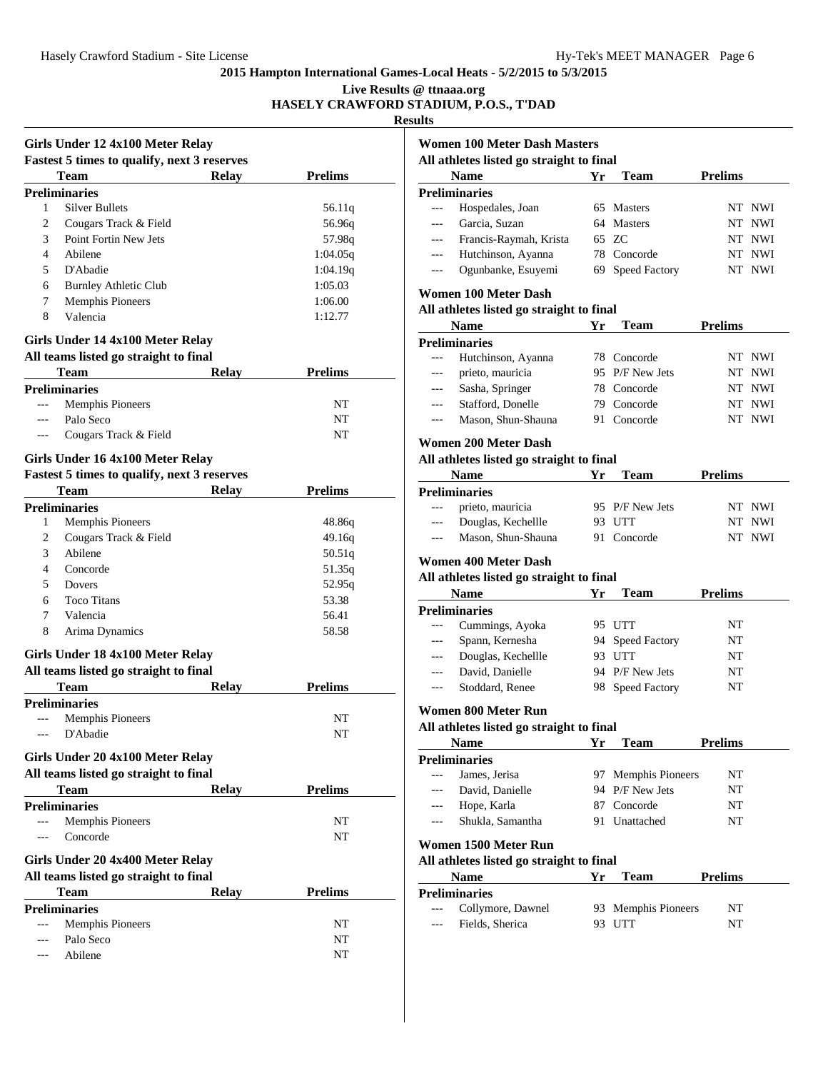**2015 Hampton International Games-Local Heats - 5/2/2015 to 5/3/2015**

**Live Results @ ttnaaa.org**

**HASELY CRAWFORD STADIUM, P.O.S., T'DAD**

**Results**

### Girls Under 12 4x100 Meter Relay

**Fastest 5 times to qualify, next 3 reserves**

| | Team | Relay | Prelims |
|---|---|---|---|
| **Preliminaries** | | | |
| 1 | Silver Bullets | | 56.11q |
| 2 | Cougars Track & Field | | 56.96q |
| 3 | Point Fortin New Jets | | 57.98q |
| 4 | Abilene | | 1:04.05q |
| 5 | D'Abadie | | 1:04.19q |
| 6 | Burnley Athletic Club | | 1:05.03 |
| 7 | Memphis Pioneers | | 1:06.00 |
| 8 | Valencia | | 1:12.77 |

### Girls Under 14 4x100 Meter Relay

**All teams listed go straight to final**

| | Team | Relay | Prelims |
|---|---|---|---|
| **Preliminaries** | | | |
| --- | Memphis Pioneers | | NT |
| --- | Palo Seco | | NT |
| --- | Cougars Track & Field | | NT |

### Girls Under 16 4x100 Meter Relay

**Fastest 5 times to qualify, next 3 reserves**

| | Team | Relay | Prelims |
|---|---|---|---|
| **Preliminaries** | | | |
| 1 | Memphis Pioneers | | 48.86q |
| 2 | Cougars Track & Field | | 49.16q |
| 3 | Abilene | | 50.51q |
| 4 | Concorde | | 51.35q |
| 5 | Dovers | | 52.95q |
| 6 | Toco Titans | | 53.38 |
| 7 | Valencia | | 56.41 |
| 8 | Arima Dynamics | | 58.58 |

### Girls Under 18 4x100 Meter Relay

**All teams listed go straight to final**

| | Team | Relay | Prelims |
|---|---|---|---|
| **Preliminaries** | | | |
| --- | Memphis Pioneers | | NT |
| --- | D'Abadie | | NT |

### Girls Under 20 4x100 Meter Relay

**All teams listed go straight to final**

| | Team | Relay | Prelims |
|---|---|---|---|
| **Preliminaries** | | | |
| --- | Memphis Pioneers | | NT |
| --- | Concorde | | NT |

### Girls Under 20 4x400 Meter Relay

**All teams listed go straight to final**

| | Team | Relay | Prelims |
|---|---|---|---|
| **Preliminaries** | | | |
| --- | Memphis Pioneers | | NT |
| --- | Palo Seco | | NT |
| --- | Abilene | | NT |

### Women 100 Meter Dash Masters

**All athletes listed go straight to final**

| | Name | Yr | Team | Prelims | |
|---|---|---|---|---|---|
| **Preliminaries** | | | | | |
| --- | Hospedales, Joan | 65 | Masters | NT | NWI |
| --- | Garcia, Suzan | 64 | Masters | NT | NWI |
| --- | Francis-Raymah, Krista | 65 | ZC | NT | NWI |
| --- | Hutchinson, Ayanna | 78 | Concorde | NT | NWI |
| --- | Ogunbanke, Esuyemi | 69 | Speed Factory | NT | NWI |

### Women 100 Meter Dash

**All athletes listed go straight to final**

| | Name | Yr | Team | Prelims | |
|---|---|---|---|---|---|
| **Preliminaries** | | | | | |
| --- | Hutchinson, Ayanna | 78 | Concorde | NT | NWI |
| --- | prieto, mauricia | 95 | P/F New Jets | NT | NWI |
| --- | Sasha, Springer | 78 | Concorde | NT | NWI |
| --- | Stafford, Donelle | 79 | Concorde | NT | NWI |
| --- | Mason, Shun-Shauna | 91 | Concorde | NT | NWI |

### Women 200 Meter Dash

**All athletes listed go straight to final**

| | Name | Yr | Team | Prelims | |
|---|---|---|---|---|---|
| **Preliminaries** | | | | | |
| --- | prieto, mauricia | 95 | P/F New Jets | NT | NWI |
| --- | Douglas, Kechellle | 93 | UTT | NT | NWI |
| --- | Mason, Shun-Shauna | 91 | Concorde | NT | NWI |

### Women 400 Meter Dash

**All athletes listed go straight to final**

| | Name | Yr | Team | Prelims |
|---|---|---|---|---|
| **Preliminaries** | | | | |
| --- | Cummings, Ayoka | 95 | UTT | NT |
| --- | Spann, Kernesha | 94 | Speed Factory | NT |
| --- | Douglas, Kechellle | 93 | UTT | NT |
| --- | David, Danielle | 94 | P/F New Jets | NT |
| --- | Stoddard, Renee | 98 | Speed Factory | NT |

### Women 800 Meter Run

**All athletes listed go straight to final**

| | Name | Yr | Team | Prelims |
|---|---|---|---|---|
| **Preliminaries** | | | | |
| --- | James, Jerisa | 97 | Memphis Pioneers | NT |
| --- | David, Danielle | 94 | P/F New Jets | NT |
| --- | Hope, Karla | 87 | Concorde | NT |
| --- | Shukla, Samantha | 91 | Unattached | NT |

### Women 1500 Meter Run

**All athletes listed go straight to final**

| | Name | Yr | Team | Prelims |
|---|---|---|---|---|
| **Preliminaries** | | | | |
| --- | Collymore, Dawnel | 93 | Memphis Pioneers | NT |
| --- | Fields, Sherica | 93 | UTT | NT |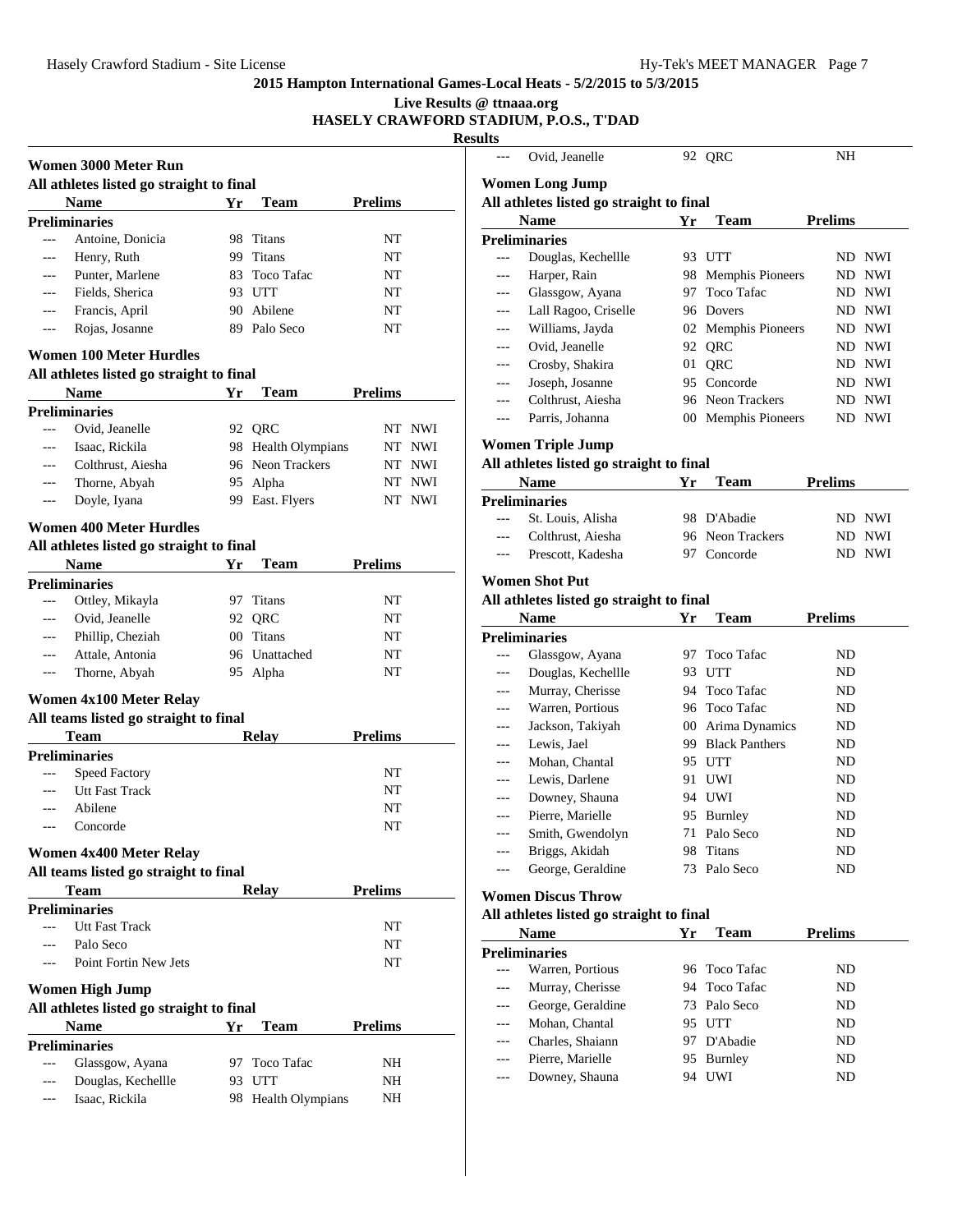**2015 Hampton International Games-Local Heats - 5/2/2015 to 5/3/2015**

**Live Results @ ttnaaa.org**

**HASELY CRAWFORD STADIUM, P.O.S., T'DAD**

**Results**

### Women 3000 Meter Run

All athletes listed go straight to final

| | Name | Yr | Team | Prelims | |
|---|---|---|---|---|---|
| **Preliminaries** | | | | | |
| --- | Antoine, Donicia | 98 | Titans | NT | |
| --- | Henry, Ruth | 99 | Titans | NT | |
| --- | Punter, Marlene | 83 | Toco Tafac | NT | |
| --- | Fields, Sherica | 93 | UTT | NT | |
| --- | Francis, April | 90 | Abilene | NT | |
| --- | Rojas, Josanne | 89 | Palo Seco | NT | |

### Women 100 Meter Hurdles

All athletes listed go straight to final

| | Name | Yr | Team | Prelims | |
|---|---|---|---|---|---|
| **Preliminaries** | | | | | |
| --- | Ovid, Jeanelle | 92 | QRC | NT | NWI |
| --- | Isaac, Rickila | 98 | Health Olympians | NT | NWI |
| --- | Colthrust, Aiesha | 96 | Neon Trackers | NT | NWI |
| --- | Thorne, Abyah | 95 | Alpha | NT | NWI |
| --- | Doyle, Iyana | 99 | East. Flyers | NT | NWI |

### Women 400 Meter Hurdles

All athletes listed go straight to final

| | Name | Yr | Team | Prelims |
|---|---|---|---|---|
| **Preliminaries** | | | | |
| --- | Ottley, Mikayla | 97 | Titans | NT |
| --- | Ovid, Jeanelle | 92 | QRC | NT |
| --- | Phillip, Cheziah | 00 | Titans | NT |
| --- | Attale, Antonia | 96 | Unattached | NT |
| --- | Thorne, Abyah | 95 | Alpha | NT |

### Women 4x100 Meter Relay

All teams listed go straight to final

| | Team | Relay | Prelims |
|---|---|---|---|
| **Preliminaries** | | | |
| --- | Speed Factory | | NT |
| --- | Utt Fast Track | | NT |
| --- | Abilene | | NT |
| --- | Concorde | | NT |

### Women 4x400 Meter Relay

All teams listed go straight to final

| | Team | Relay | Prelims |
|---|---|---|---|
| **Preliminaries** | | | |
| --- | Utt Fast Track | | NT |
| --- | Palo Seco | | NT |
| --- | Point Fortin New Jets | | NT |

### Women High Jump

All athletes listed go straight to final

| | Name | Yr | Team | Prelims |
|---|---|---|---|---|
| **Preliminaries** | | | | |
| --- | Glassgow, Ayana | 97 | Toco Tafac | NH |
| --- | Douglas, Kechellle | 93 | UTT | NH |
| --- | Isaac, Rickila | 98 | Health Olympians | NH |
| --- | Ovid, Jeanelle | 92 | QRC | NH |

### Women Long Jump

All athletes listed go straight to final

| | Name | Yr | Team | Prelims | |
|---|---|---|---|---|---|
| **Preliminaries** | | | | | |
| --- | Douglas, Kechellle | 93 | UTT | ND | NWI |
| --- | Harper, Rain | 98 | Memphis Pioneers | ND | NWI |
| --- | Glassgow, Ayana | 97 | Toco Tafac | ND | NWI |
| --- | Lall Ragoo, Criselle | 96 | Dovers | ND | NWI |
| --- | Williams, Jayda | 02 | Memphis Pioneers | ND | NWI |
| --- | Ovid, Jeanelle | 92 | QRC | ND | NWI |
| --- | Crosby, Shakira | 01 | QRC | ND | NWI |
| --- | Joseph, Josanne | 95 | Concorde | ND | NWI |
| --- | Colthrust, Aiesha | 96 | Neon Trackers | ND | NWI |
| --- | Parris, Johanna | 00 | Memphis Pioneers | ND | NWI |

### Women Triple Jump

All athletes listed go straight to final

| | Name | Yr | Team | Prelims | |
|---|---|---|---|---|---|
| **Preliminaries** | | | | | |
| --- | St. Louis, Alisha | 98 | D'Abadie | ND | NWI |
| --- | Colthrust, Aiesha | 96 | Neon Trackers | ND | NWI |
| --- | Prescott, Kadesha | 97 | Concorde | ND | NWI |

### Women Shot Put

All athletes listed go straight to final

| | Name | Yr | Team | Prelims |
|---|---|---|---|---|
| **Preliminaries** | | | | |
| --- | Glassgow, Ayana | 97 | Toco Tafac | ND |
| --- | Douglas, Kechellle | 93 | UTT | ND |
| --- | Murray, Cherisse | 94 | Toco Tafac | ND |
| --- | Warren, Portious | 96 | Toco Tafac | ND |
| --- | Jackson, Takiyah | 00 | Arima Dynamics | ND |
| --- | Lewis, Jael | 99 | Black Panthers | ND |
| --- | Mohan, Chantal | 95 | UTT | ND |
| --- | Lewis, Darlene | 91 | UWI | ND |
| --- | Downey, Shauna | 94 | UWI | ND |
| --- | Pierre, Marielle | 95 | Burnley | ND |
| --- | Smith, Gwendolyn | 71 | Palo Seco | ND |
| --- | Briggs, Akidah | 98 | Titans | ND |
| --- | George, Geraldine | 73 | Palo Seco | ND |

### Women Discus Throw

All athletes listed go straight to final

| | Name | Yr | Team | Prelims |
|---|---|---|---|---|
| **Preliminaries** | | | | |
| --- | Warren, Portious | 96 | Toco Tafac | ND |
| --- | Murray, Cherisse | 94 | Toco Tafac | ND |
| --- | George, Geraldine | 73 | Palo Seco | ND |
| --- | Mohan, Chantal | 95 | UTT | ND |
| --- | Charles, Shaiann | 97 | D'Abadie | ND |
| --- | Pierre, Marielle | 95 | Burnley | ND |
| --- | Downey, Shauna | 94 | UWI | ND |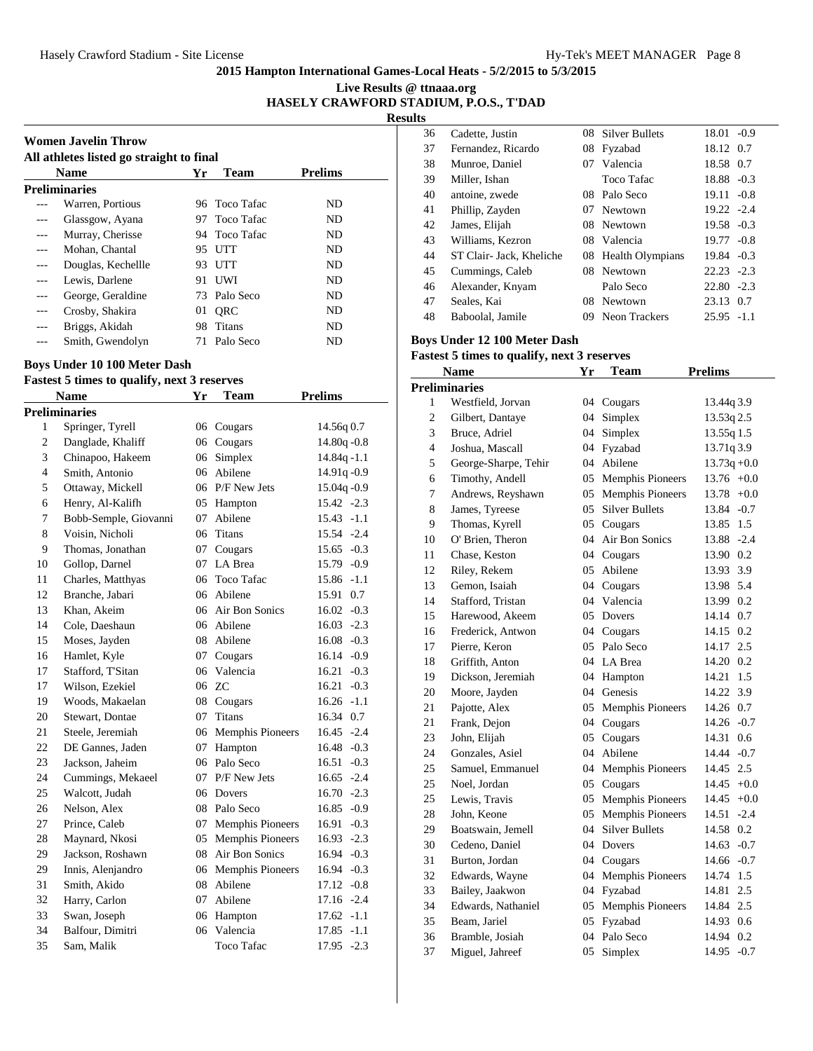2015 Hampton International Games-Local Heats - 5/2/2015 to 5/3/2015

Live Results @ ttnaaa.org

HASELY CRAWFORD STADIUM, P.O.S., T'DAD

Results

### Women Javelin Throw

All athletes listed go straight to final

| | Name | Yr | Team | Prelims |
|---|---|---|---|---|
| **Preliminaries** | | | | |
| --- | Warren, Portious | 96 | Toco Tafac | ND |
| --- | Glassgow, Ayana | 97 | Toco Tafac | ND |
| --- | Murray, Cherisse | 94 | Toco Tafac | ND |
| --- | Mohan, Chantal | 95 | UTT | ND |
| --- | Douglas, Kechellle | 93 | UTT | ND |
| --- | Lewis, Darlene | 91 | UWI | ND |
| --- | George, Geraldine | 73 | Palo Seco | ND |
| --- | Crosby, Shakira | 01 | QRC | ND |
| --- | Briggs, Akidah | 98 | Titans | ND |
| --- | Smith, Gwendolyn | 71 | Palo Seco | ND |

### Boys Under 10 100 Meter Dash

Fastest 5 times to qualify, next 3 reserves

| | Name | Yr | Team | Prelims | |
|---|---|---|---|---|---|
| **Preliminaries** | | | | | |
| 1 | Springer, Tyrell | 06 | Cougars | 14.56q | 0.7 |
| 2 | Danglade, Khaliff | 06 | Cougars | 14.80q | -0.8 |
| 3 | Chinapoo, Hakeem | 06 | Simplex | 14.84q | -1.1 |
| 4 | Smith, Antonio | 06 | Abilene | 14.91q | -0.9 |
| 5 | Ottaway, Mickell | 06 | P/F New Jets | 15.04q | -0.9 |
| 6 | Henry, Al-Kalifh | 05 | Hampton | 15.42 | -2.3 |
| 7 | Bobb-Semple, Giovanni | 07 | Abilene | 15.43 | -1.1 |
| 8 | Voisin, Nicholi | 06 | Titans | 15.54 | -2.4 |
| 9 | Thomas, Jonathan | 07 | Cougars | 15.65 | -0.3 |
| 10 | Gollop, Darnel | 07 | LA Brea | 15.79 | -0.9 |
| 11 | Charles, Matthyas | 06 | Toco Tafac | 15.86 | -1.1 |
| 12 | Branche, Jabari | 06 | Abilene | 15.91 | 0.7 |
| 13 | Khan, Akeim | 06 | Air Bon Sonics | 16.02 | -0.3 |
| 14 | Cole, Daeshaun | 06 | Abilene | 16.03 | -2.3 |
| 15 | Moses, Jayden | 08 | Abilene | 16.08 | -0.3 |
| 16 | Hamlet, Kyle | 07 | Cougars | 16.14 | -0.9 |
| 17 | Stafford, T'Sitan | 06 | Valencia | 16.21 | -0.3 |
| 17 | Wilson, Ezekiel | 06 | ZC | 16.21 | -0.3 |
| 19 | Woods, Makaelan | 08 | Cougars | 16.26 | -1.1 |
| 20 | Stewart, Dontae | 07 | Titans | 16.34 | 0.7 |
| 21 | Steele, Jeremiah | 06 | Memphis Pioneers | 16.45 | -2.4 |
| 22 | DE Gannes, Jaden | 07 | Hampton | 16.48 | -0.3 |
| 23 | Jackson, Jaheim | 06 | Palo Seco | 16.51 | -0.3 |
| 24 | Cummings, Mekaeel | 07 | P/F New Jets | 16.65 | -2.4 |
| 25 | Walcott, Judah | 06 | Dovers | 16.70 | -2.3 |
| 26 | Nelson, Alex | 08 | Palo Seco | 16.85 | -0.9 |
| 27 | Prince, Caleb | 07 | Memphis Pioneers | 16.91 | -0.3 |
| 28 | Maynard, Nkosi | 05 | Memphis Pioneers | 16.93 | -2.3 |
| 29 | Jackson, Roshawn | 08 | Air Bon Sonics | 16.94 | -0.3 |
| 29 | Innis, Alenjandro | 06 | Memphis Pioneers | 16.94 | -0.3 |
| 31 | Smith, Akido | 08 | Abilene | 17.12 | -0.8 |
| 32 | Harry, Carlon | 07 | Abilene | 17.16 | -2.4 |
| 33 | Swan, Joseph | 06 | Hampton | 17.62 | -1.1 |
| 34 | Balfour, Dimitri | 06 | Valencia | 17.85 | -1.1 |
| 35 | Sam, Malik | | Toco Tafac | 17.95 | -2.3 |
| 36 | Cadette, Justin | 08 | Silver Bullets | 18.01 | -0.9 |
| 37 | Fernandez, Ricardo | 08 | Fyzabad | 18.12 | 0.7 |
| 38 | Munroe, Daniel | 07 | Valencia | 18.58 | 0.7 |
| 39 | Miller, Ishan | | Toco Tafac | 18.88 | -0.3 |
| 40 | antoine, zwede | 08 | Palo Seco | 19.11 | -0.8 |
| 41 | Phillip, Zayden | 07 | Newtown | 19.22 | -2.4 |
| 42 | James, Elijah | 08 | Newtown | 19.58 | -0.3 |
| 43 | Williams, Kezron | 08 | Valencia | 19.77 | -0.8 |
| 44 | ST Clair- Jack, Kheliche | 08 | Health Olympians | 19.84 | -0.3 |
| 45 | Cummings, Caleb | 08 | Newtown | 22.23 | -2.3 |
| 46 | Alexander, Knyam | | Palo Seco | 22.80 | -2.3 |
| 47 | Seales, Kai | 08 | Newtown | 23.13 | 0.7 |
| 48 | Baboolal, Jamile | 09 | Neon Trackers | 25.95 | -1.1 |

### Boys Under 12 100 Meter Dash

Fastest 5 times to qualify, next 3 reserves

| | Name | Yr | Team | Prelims | |
|---|---|---|---|---|---|
| **Preliminaries** | | | | | |
| 1 | Westfield, Jorvan | 04 | Cougars | 13.44q | 3.9 |
| 2 | Gilbert, Dantaye | 04 | Simplex | 13.53q | 2.5 |
| 3 | Bruce, Adriel | 04 | Simplex | 13.55q | 1.5 |
| 4 | Joshua, Mascall | 04 | Fyzabad | 13.71q | 3.9 |
| 5 | George-Sharpe, Tehir | 04 | Abilene | 13.73q | +0.0 |
| 6 | Timothy, Andell | 05 | Memphis Pioneers | 13.76 | +0.0 |
| 7 | Andrews, Reyshawn | 05 | Memphis Pioneers | 13.78 | +0.0 |
| 8 | James, Tyreese | 05 | Silver Bullets | 13.84 | -0.7 |
| 9 | Thomas, Kyrell | 05 | Cougars | 13.85 | 1.5 |
| 10 | O' Brien, Theron | 04 | Air Bon Sonics | 13.88 | -2.4 |
| 11 | Chase, Keston | 04 | Cougars | 13.90 | 0.2 |
| 12 | Riley, Rekem | 05 | Abilene | 13.93 | 3.9 |
| 13 | Gemon, Isaiah | 04 | Cougars | 13.98 | 5.4 |
| 14 | Stafford, Tristan | 04 | Valencia | 13.99 | 0.2 |
| 15 | Harewood, Akeem | 05 | Dovers | 14.14 | 0.7 |
| 16 | Frederick, Antwon | 04 | Cougars | 14.15 | 0.2 |
| 17 | Pierre, Keron | 05 | Palo Seco | 14.17 | 2.5 |
| 18 | Griffith, Anton | 04 | LA Brea | 14.20 | 0.2 |
| 19 | Dickson, Jeremiah | 04 | Hampton | 14.21 | 1.5 |
| 20 | Moore, Jayden | 04 | Genesis | 14.22 | 3.9 |
| 21 | Pajotte, Alex | 05 | Memphis Pioneers | 14.26 | 0.7 |
| 21 | Frank, Dejon | 04 | Cougars | 14.26 | -0.7 |
| 23 | John, Elijah | 05 | Cougars | 14.31 | 0.6 |
| 24 | Gonzales, Asiel | 04 | Abilene | 14.44 | -0.7 |
| 25 | Samuel, Emmanuel | 04 | Memphis Pioneers | 14.45 | 2.5 |
| 25 | Noel, Jordan | 05 | Cougars | 14.45 | +0.0 |
| 25 | Lewis, Travis | 05 | Memphis Pioneers | 14.45 | +0.0 |
| 28 | John, Keone | 05 | Memphis Pioneers | 14.51 | -2.4 |
| 29 | Boatswain, Jemell | 04 | Silver Bullets | 14.58 | 0.2 |
| 30 | Cedeno, Daniel | 04 | Dovers | 14.63 | -0.7 |
| 31 | Burton, Jordan | 04 | Cougars | 14.66 | -0.7 |
| 32 | Edwards, Wayne | 04 | Memphis Pioneers | 14.74 | 1.5 |
| 33 | Bailey, Jaakwon | 04 | Fyzabad | 14.81 | 2.5 |
| 34 | Edwards, Nathaniel | 05 | Memphis Pioneers | 14.84 | 2.5 |
| 35 | Beam, Jariel | 05 | Fyzabad | 14.93 | 0.6 |
| 36 | Bramble, Josiah | 04 | Palo Seco | 14.94 | 0.2 |
| 37 | Miguel, Jahreef | 05 | Simplex | 14.95 | -0.7 |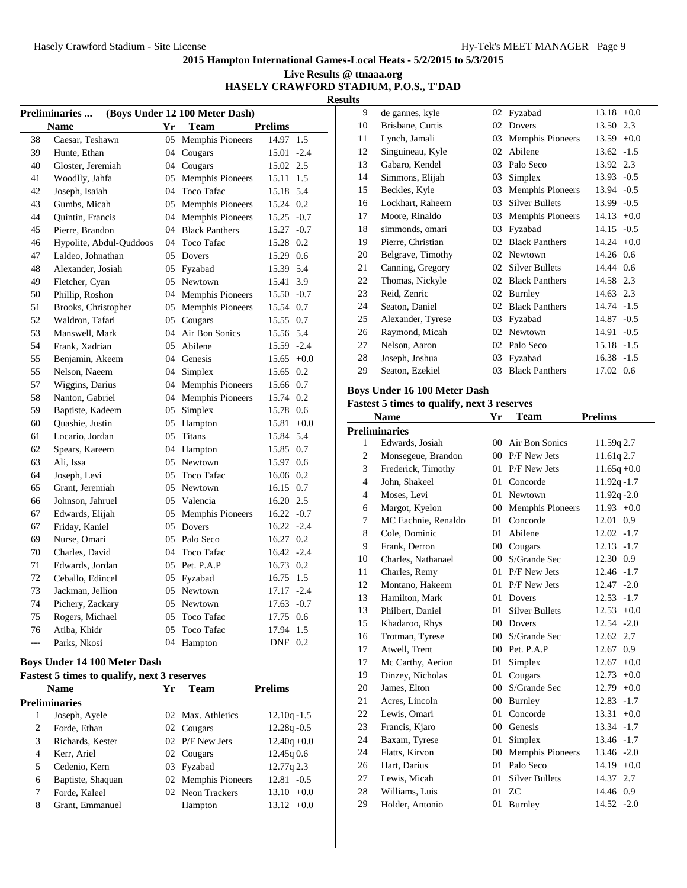**2015 Hampton International Games-Local Heats - 5/2/2015 to 5/3/2015**

**Live Results @ ttnaaa.org**

**HASELY CRAWFORD STADIUM, P.O.S., T'DAD**

**Results**

### Preliminaries ... (Boys Under 12 100 Meter Dash)

| | Name | Yr | Team | Prelims | |
|---|---|---|---|---|---|
| 38 | Caesar, Teshawn | 05 | Memphis Pioneers | 14.97 | 1.5 |
| 39 | Hunte, Ethan | 04 | Cougars | 15.01 | -2.4 |
| 40 | Gloster, Jeremiah | 04 | Cougars | 15.02 | 2.5 |
| 41 | Woodlly, Jahfa | 05 | Memphis Pioneers | 15.11 | 1.5 |
| 42 | Joseph, Isaiah | 04 | Toco Tafac | 15.18 | 5.4 |
| 43 | Gumbs, Micah | 05 | Memphis Pioneers | 15.24 | 0.2 |
| 44 | Quintin, Francis | 04 | Memphis Pioneers | 15.25 | -0.7 |
| 45 | Pierre, Brandon | 04 | Black Panthers | 15.27 | -0.7 |
| 46 | Hypolite, Abdul-Quddoos | 04 | Toco Tafac | 15.28 | 0.2 |
| 47 | Laldeo, Johnathan | 05 | Dovers | 15.29 | 0.6 |
| 48 | Alexander, Josiah | 05 | Fyzabad | 15.39 | 5.4 |
| 49 | Fletcher, Cyan | 05 | Newtown | 15.41 | 3.9 |
| 50 | Phillip, Roshon | 04 | Memphis Pioneers | 15.50 | -0.7 |
| 51 | Brooks, Christopher | 05 | Memphis Pioneers | 15.54 | 0.7 |
| 52 | Waldron, Tafari | 05 | Cougars | 15.55 | 0.7 |
| 53 | Manswell, Mark | 04 | Air Bon Sonics | 15.56 | 5.4 |
| 54 | Frank, Xadrian | 05 | Abilene | 15.59 | -2.4 |
| 55 | Benjamin, Akeem | 04 | Genesis | 15.65 | +0.0 |
| 55 | Nelson, Naeem | 04 | Simplex | 15.65 | 0.2 |
| 57 | Wiggins, Darius | 04 | Memphis Pioneers | 15.66 | 0.7 |
| 58 | Nanton, Gabriel | 04 | Memphis Pioneers | 15.74 | 0.2 |
| 59 | Baptiste, Kadeem | 05 | Simplex | 15.78 | 0.6 |
| 60 | Quashie, Justin | 05 | Hampton | 15.81 | +0.0 |
| 61 | Locario, Jordan | 05 | Titans | 15.84 | 5.4 |
| 62 | Spears, Kareem | 04 | Hampton | 15.85 | 0.7 |
| 63 | Ali, Issa | 05 | Newtown | 15.97 | 0.6 |
| 64 | Joseph, Levi | 05 | Toco Tafac | 16.06 | 0.2 |
| 65 | Grant, Jeremiah | 05 | Newtown | 16.15 | 0.7 |
| 66 | Johnson, Jahruel | 05 | Valencia | 16.20 | 2.5 |
| 67 | Edwards, Elijah | 05 | Memphis Pioneers | 16.22 | -0.7 |
| 67 | Friday, Kaniel | 05 | Dovers | 16.22 | -2.4 |
| 69 | Nurse, Omari | 05 | Palo Seco | 16.27 | 0.2 |
| 70 | Charles, David | 04 | Toco Tafac | 16.42 | -2.4 |
| 71 | Edwards, Jordan | 05 | Pet. P.A.P | 16.73 | 0.2 |
| 72 | Ceballo, Edincel | 05 | Fyzabad | 16.75 | 1.5 |
| 73 | Jackman, Jellion | 05 | Newtown | 17.17 | -2.4 |
| 74 | Pichery, Zackary | 05 | Newtown | 17.63 | -0.7 |
| 75 | Rogers, Michael | 05 | Toco Tafac | 17.75 | 0.6 |
| 76 | Atiba, Khidr | 05 | Toco Tafac | 17.94 | 1.5 |
| --- | Parks, Nkosi | 04 | Hampton | DNF | 0.2 |

### Boys Under 14 100 Meter Dash

**Fastest 5 times to qualify, next 3 reserves**

| | Name | Yr | Team | Prelims | |
|---|---|---|---|---|---|
| **Preliminaries** | | | | | |
| 1 | Joseph, Ayele | 02 | Max. Athletics | 12.10q | -1.5 |
| 2 | Forde, Ethan | 02 | Cougars | 12.28q | -0.5 |
| 3 | Richards, Kester | 02 | P/F New Jets | 12.40q | +0.0 |
| 4 | Kerr, Ariel | 02 | Cougars | 12.45q | 0.6 |
| 5 | Cedenio, Kern | 03 | Fyzabad | 12.77q | 2.3 |
| 6 | Baptiste, Shaquan | 02 | Memphis Pioneers | 12.81 | -0.5 |
| 7 | Forde, Kaleel | 02 | Neon Trackers | 13.10 | +0.0 |
| 8 | Grant, Emmanuel | | Hampton | 13.12 | +0.0 |
| 9 | de gannes, kyle | 02 | Fyzabad | 13.18 | +0.0 |
| 10 | Brisbane, Curtis | 02 | Dovers | 13.50 | 2.3 |
| 11 | Lynch, Jamali | 03 | Memphis Pioneers | 13.59 | +0.0 |
| 12 | Singuineau, Kyle | 02 | Abilene | 13.62 | -1.5 |
| 13 | Gabaro, Kendel | 03 | Palo Seco | 13.92 | 2.3 |
| 14 | Simmons, Elijah | 03 | Simplex | 13.93 | -0.5 |
| 15 | Beckles, Kyle | 03 | Memphis Pioneers | 13.94 | -0.5 |
| 16 | Lockhart, Raheem | 03 | Silver Bullets | 13.99 | -0.5 |
| 17 | Moore, Rinaldo | 03 | Memphis Pioneers | 14.13 | +0.0 |
| 18 | simmonds, omari | 03 | Fyzabad | 14.15 | -0.5 |
| 19 | Pierre, Christian | 02 | Black Panthers | 14.24 | +0.0 |
| 20 | Belgrave, Timothy | 02 | Newtown | 14.26 | 0.6 |
| 21 | Canning, Gregory | 02 | Silver Bullets | 14.44 | 0.6 |
| 22 | Thomas, Nickyle | 02 | Black Panthers | 14.58 | 2.3 |
| 23 | Reid, Zenric | 02 | Burnley | 14.63 | 2.3 |
| 24 | Seaton, Daniel | 02 | Black Panthers | 14.74 | -1.5 |
| 25 | Alexander, Tyrese | 03 | Fyzabad | 14.87 | -0.5 |
| 26 | Raymond, Micah | 02 | Newtown | 14.91 | -0.5 |
| 27 | Nelson, Aaron | 02 | Palo Seco | 15.18 | -1.5 |
| 28 | Joseph, Joshua | 03 | Fyzabad | 16.38 | -1.5 |
| 29 | Seaton, Ezekiel | 03 | Black Panthers | 17.02 | 0.6 |

### Boys Under 16 100 Meter Dash

**Fastest 5 times to qualify, next 3 reserves**

| | Name | Yr | Team | Prelims | |
|---|---|---|---|---|---|
| **Preliminaries** | | | | | |
| 1 | Edwards, Josiah | 00 | Air Bon Sonics | 11.59q | 2.7 |
| 2 | Monsegeue, Brandon | 00 | P/F New Jets | 11.61q | 2.7 |
| 3 | Frederick, Timothy | 01 | P/F New Jets | 11.65q | +0.0 |
| 4 | John, Shakeel | 01 | Concorde | 11.92q | -1.7 |
| 4 | Moses, Levi | 01 | Newtown | 11.92q | -2.0 |
| 6 | Margot, Kyelon | 00 | Memphis Pioneers | 11.93 | +0.0 |
| 7 | MC Eachnie, Renaldo | 01 | Concorde | 12.01 | 0.9 |
| 8 | Cole, Dominic | 01 | Abilene | 12.02 | -1.7 |
| 9 | Frank, Derron | 00 | Cougars | 12.13 | -1.7 |
| 10 | Charles, Nathanael | 00 | S/Grande Sec | 12.30 | 0.9 |
| 11 | Charles, Remy | 01 | P/F New Jets | 12.46 | -1.7 |
| 12 | Montano, Hakeem | 01 | P/F New Jets | 12.47 | -2.0 |
| 13 | Hamilton, Mark | 01 | Dovers | 12.53 | -1.7 |
| 13 | Philbert, Daniel | 01 | Silver Bullets | 12.53 | +0.0 |
| 15 | Khadaroo, Rhys | 00 | Dovers | 12.54 | -2.0 |
| 16 | Trotman, Tyrese | 00 | S/Grande Sec | 12.62 | 2.7 |
| 17 | Atwell, Trent | 00 | Pet. P.A.P | 12.67 | 0.9 |
| 17 | Mc Carthy, Aerion | 01 | Simplex | 12.67 | +0.0 |
| 19 | Dinzey, Nicholas | 01 | Cougars | 12.73 | +0.0 |
| 20 | James, Elton | 00 | S/Grande Sec | 12.79 | +0.0 |
| 21 | Acres, Lincoln | 00 | Burnley | 12.83 | -1.7 |
| 22 | Lewis, Omari | 01 | Concorde | 13.31 | +0.0 |
| 23 | Francis, Kjaro | 00 | Genesis | 13.34 | -1.7 |
| 24 | Baxam, Tyrese | 01 | Simplex | 13.46 | -1.7 |
| 24 | Flatts, Kirvon | 00 | Memphis Pioneers | 13.46 | -2.0 |
| 26 | Hart, Darius | 01 | Palo Seco | 14.19 | +0.0 |
| 27 | Lewis, Micah | 01 | Silver Bullets | 14.37 | 2.7 |
| 28 | Williams, Luis | 01 | ZC | 14.46 | 0.9 |
| 29 | Holder, Antonio | 01 | Burnley | 14.52 | -2.0 |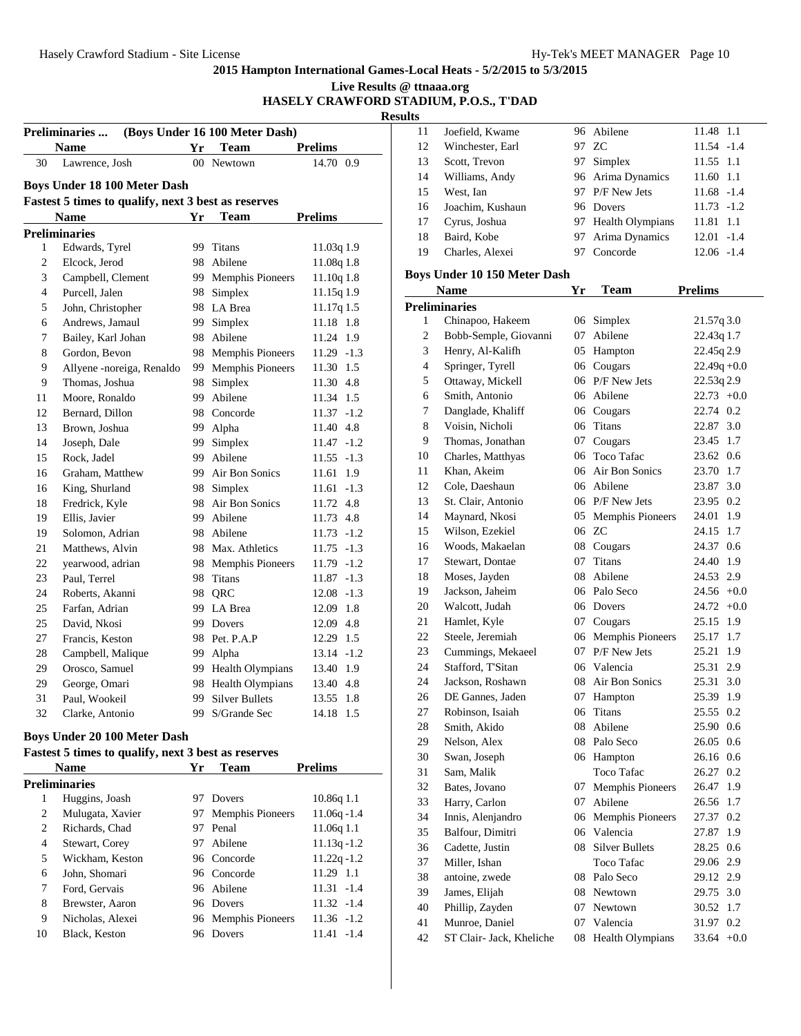## 2015 Hampton International Games-Local Heats - 5/2/2015 to 5/3/2015

**Live Results @ ttnaaa.org**

**HASELY CRAWFORD STADIUM, P.O.S., T'DAD**

**Results**

### Preliminaries ... (Boys Under 16 100 Meter Dash)

| | Name | Yr | Team | Prelims |
|---|---|---|---|---|
| 30 | Lawrence, Josh | 00 | Newtown | 14.70 0.9 |

### Boys Under 18 100 Meter Dash

**Fastest 5 times to qualify, next 3 best as reserves**

| | Name | Yr | Team | Prelims |
|---|---|---|---|---|
| **Preliminaries** | | | | |
| 1 | Edwards, Tyrel | 99 | Titans | 11.03q 1.9 |
| 2 | Elcock, Jerod | 98 | Abilene | 11.08q 1.8 |
| 3 | Campbell, Clement | 99 | Memphis Pioneers | 11.10q 1.8 |
| 4 | Purcell, Jalen | 98 | Simplex | 11.15q 1.9 |
| 5 | John, Christopher | 98 | LA Brea | 11.17q 1.5 |
| 6 | Andrews, Jamaul | 99 | Simplex | 11.18 1.8 |
| 7 | Bailey, Karl Johan | 98 | Abilene | 11.24 1.9 |
| 8 | Gordon, Bevon | 98 | Memphis Pioneers | 11.29 -1.3 |
| 9 | Allyene -noreiga, Renaldo | 99 | Memphis Pioneers | 11.30 1.5 |
| 9 | Thomas, Joshua | 98 | Simplex | 11.30 4.8 |
| 11 | Moore, Ronaldo | 99 | Abilene | 11.34 1.5 |
| 12 | Bernard, Dillon | 98 | Concorde | 11.37 -1.2 |
| 13 | Brown, Joshua | 99 | Alpha | 11.40 4.8 |
| 14 | Joseph, Dale | 99 | Simplex | 11.47 -1.2 |
| 15 | Rock, Jadel | 99 | Abilene | 11.55 -1.3 |
| 16 | Graham, Matthew | 99 | Air Bon Sonics | 11.61 1.9 |
| 16 | King, Shurland | 98 | Simplex | 11.61 -1.3 |
| 18 | Fredrick, Kyle | 98 | Air Bon Sonics | 11.72 4.8 |
| 19 | Ellis, Javier | 99 | Abilene | 11.73 4.8 |
| 19 | Solomon, Adrian | 98 | Abilene | 11.73 -1.2 |
| 21 | Matthews, Alvin | 98 | Max. Athletics | 11.75 -1.3 |
| 22 | yearwood, adrian | 98 | Memphis Pioneers | 11.79 -1.2 |
| 23 | Paul, Terrel | 98 | Titans | 11.87 -1.3 |
| 24 | Roberts, Akanni | 98 | QRC | 12.08 -1.3 |
| 25 | Farfan, Adrian | 99 | LA Brea | 12.09 1.8 |
| 25 | David, Nkosi | 99 | Dovers | 12.09 4.8 |
| 27 | Francis, Keston | 98 | Pet. P.A.P | 12.29 1.5 |
| 28 | Campbell, Malique | 99 | Alpha | 13.14 -1.2 |
| 29 | Orosco, Samuel | 99 | Health Olympians | 13.40 1.9 |
| 29 | George, Omari | 98 | Health Olympians | 13.40 4.8 |
| 31 | Paul, Wookeil | 99 | Silver Bullets | 13.55 1.8 |
| 32 | Clarke, Antonio | 99 | S/Grande Sec | 14.18 1.5 |

### Boys Under 20 100 Meter Dash

**Fastest 5 times to qualify, next 3 best as reserves**

| | Name | Yr | Team | Prelims |
|---|---|---|---|---|
| **Preliminaries** | | | | |
| 1 | Huggins, Joash | 97 | Dovers | 10.86q 1.1 |
| 2 | Mulugata, Xavier | 97 | Memphis Pioneers | 11.06q -1.4 |
| 2 | Richards, Chad | 97 | Penal | 11.06q 1.1 |
| 4 | Stewart, Corey | 97 | Abilene | 11.13q -1.2 |
| 5 | Wickham, Keston | 96 | Concorde | 11.22q -1.2 |
| 6 | John, Shomari | 96 | Concorde | 11.29 1.1 |
| 7 | Ford, Gervais | 96 | Abilene | 11.31 -1.4 |
| 8 | Brewster, Aaron | 96 | Dovers | 11.32 -1.4 |
| 9 | Nicholas, Alexei | 96 | Memphis Pioneers | 11.36 -1.2 |
| 10 | Black, Keston | 96 | Dovers | 11.41 -1.4 |
| 11 | Joefield, Kwame | 96 | Abilene | 11.48 1.1 |
| 12 | Winchester, Earl | 97 | ZC | 11.54 -1.4 |
| 13 | Scott, Trevon | 97 | Simplex | 11.55 1.1 |
| 14 | Williams, Andy | 96 | Arima Dynamics | 11.60 1.1 |
| 15 | West, Ian | 97 | P/F New Jets | 11.68 -1.4 |
| 16 | Joachim, Kushaun | 96 | Dovers | 11.73 -1.2 |
| 17 | Cyrus, Joshua | 97 | Health Olympians | 11.81 1.1 |
| 18 | Baird, Kobe | 97 | Arima Dynamics | 12.01 -1.4 |
| 19 | Charles, Alexei | 97 | Concorde | 12.06 -1.4 |

### Boys Under 10 150 Meter Dash

| | Name | Yr | Team | Prelims |
|---|---|---|---|---|
| **Preliminaries** | | | | |
| 1 | Chinapoo, Hakeem | 06 | Simplex | 21.57q 3.0 |
| 2 | Bobb-Semple, Giovanni | 07 | Abilene | 22.43q 1.7 |
| 3 | Henry, Al-Kalifh | 05 | Hampton | 22.45q 2.9 |
| 4 | Springer, Tyrell | 06 | Cougars | 22.49q +0.0 |
| 5 | Ottaway, Mickell | 06 | P/F New Jets | 22.53q 2.9 |
| 6 | Smith, Antonio | 06 | Abilene | 22.73 +0.0 |
| 7 | Danglade, Khaliff | 06 | Cougars | 22.74 0.2 |
| 8 | Voisin, Nicholi | 06 | Titans | 22.87 3.0 |
| 9 | Thomas, Jonathan | 07 | Cougars | 23.45 1.7 |
| 10 | Charles, Matthyas | 06 | Toco Tafac | 23.62 0.6 |
| 11 | Khan, Akeim | 06 | Air Bon Sonics | 23.70 1.7 |
| 12 | Cole, Daeshaun | 06 | Abilene | 23.87 3.0 |
| 13 | St. Clair, Antonio | 06 | P/F New Jets | 23.95 0.2 |
| 14 | Maynard, Nkosi | 05 | Memphis Pioneers | 24.01 1.9 |
| 15 | Wilson, Ezekiel | 06 | ZC | 24.15 1.7 |
| 16 | Woods, Makaelan | 08 | Cougars | 24.37 0.6 |
| 17 | Stewart, Dontae | 07 | Titans | 24.40 1.9 |
| 18 | Moses, Jayden | 08 | Abilene | 24.53 2.9 |
| 19 | Jackson, Jaheim | 06 | Palo Seco | 24.56 +0.0 |
| 20 | Walcott, Judah | 06 | Dovers | 24.72 +0.0 |
| 21 | Hamlet, Kyle | 07 | Cougars | 25.15 1.9 |
| 22 | Steele, Jeremiah | 06 | Memphis Pioneers | 25.17 1.7 |
| 23 | Cummings, Mekaeel | 07 | P/F New Jets | 25.21 1.9 |
| 24 | Stafford, T'Sitan | 06 | Valencia | 25.31 2.9 |
| 24 | Jackson, Roshawn | 08 | Air Bon Sonics | 25.31 3.0 |
| 26 | DE Gannes, Jaden | 07 | Hampton | 25.39 1.9 |
| 27 | Robinson, Isaiah | 06 | Titans | 25.55 0.2 |
| 28 | Smith, Akido | 08 | Abilene | 25.90 0.6 |
| 29 | Nelson, Alex | 08 | Palo Seco | 26.05 0.6 |
| 30 | Swan, Joseph | 06 | Hampton | 26.16 0.6 |
| 31 | Sam, Malik | | Toco Tafac | 26.27 0.2 |
| 32 | Bates, Jovano | 07 | Memphis Pioneers | 26.47 1.9 |
| 33 | Harry, Carlon | 07 | Abilene | 26.56 1.7 |
| 34 | Innis, Alenjandro | 06 | Memphis Pioneers | 27.37 0.2 |
| 35 | Balfour, Dimitri | 06 | Valencia | 27.87 1.9 |
| 36 | Cadette, Justin | 08 | Silver Bullets | 28.25 0.6 |
| 37 | Miller, Ishan | | Toco Tafac | 29.06 2.9 |
| 38 | antoine, zwede | 08 | Palo Seco | 29.12 2.9 |
| 39 | James, Elijah | 08 | Newtown | 29.75 3.0 |
| 40 | Phillip, Zayden | 07 | Newtown | 30.52 1.7 |
| 41 | Munroe, Daniel | 07 | Valencia | 31.97 0.2 |
| 42 | ST Clair- Jack, Kheliche | 08 | Health Olympians | 33.64 +0.0 |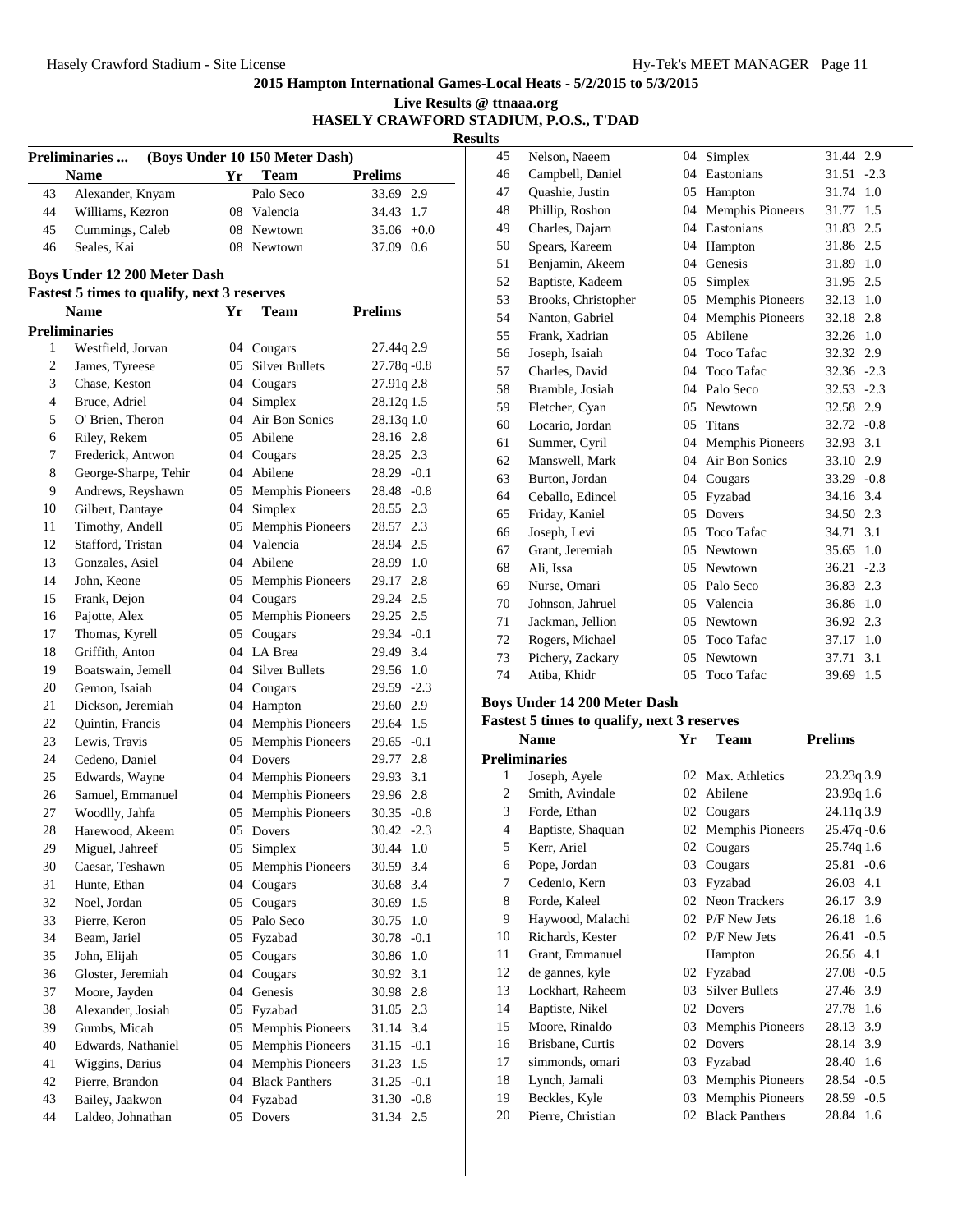**2015 Hampton International Games-Local Heats - 5/2/2015 to 5/3/2015**

**Live Results @ ttnaaa.org**

**HASELY CRAWFORD STADIUM, P.O.S., T'DAD**

**Results**

### Preliminaries ... (Boys Under 10 150 Meter Dash)

| | Name | Yr | Team | Prelims | |
|---|---|---|---|---|---|
| 43 | Alexander, Knyam | | Palo Seco | 33.69 | 2.9 |
| 44 | Williams, Kezron | 08 | Valencia | 34.43 | 1.7 |
| 45 | Cummings, Caleb | 08 | Newtown | 35.06 | +0.0 |
| 46 | Seales, Kai | 08 | Newtown | 37.09 | 0.6 |

### Boys Under 12 200 Meter Dash

**Fastest 5 times to qualify, next 3 reserves**

| | Name | Yr | Team | Prelims | |
|---|---|---|---|---|---|
| **Preliminaries** | | | | | |
| 1 | Westfield, Jorvan | 04 | Cougars | 27.44q | 2.9 |
| 2 | James, Tyreese | 05 | Silver Bullets | 27.78q | -0.8 |
| 3 | Chase, Keston | 04 | Cougars | 27.91q | 2.8 |
| 4 | Bruce, Adriel | 04 | Simplex | 28.12q | 1.5 |
| 5 | O' Brien, Theron | 04 | Air Bon Sonics | 28.13q | 1.0 |
| 6 | Riley, Rekem | 05 | Abilene | 28.16 | 2.8 |
| 7 | Frederick, Antwon | 04 | Cougars | 28.25 | 2.3 |
| 8 | George-Sharpe, Tehir | 04 | Abilene | 28.29 | -0.1 |
| 9 | Andrews, Reyshawn | 05 | Memphis Pioneers | 28.48 | -0.8 |
| 10 | Gilbert, Dantaye | 04 | Simplex | 28.55 | 2.3 |
| 11 | Timothy, Andell | 05 | Memphis Pioneers | 28.57 | 2.3 |
| 12 | Stafford, Tristan | 04 | Valencia | 28.94 | 2.5 |
| 13 | Gonzales, Asiel | 04 | Abilene | 28.99 | 1.0 |
| 14 | John, Keone | 05 | Memphis Pioneers | 29.17 | 2.8 |
| 15 | Frank, Dejon | 04 | Cougars | 29.24 | 2.5 |
| 16 | Pajotte, Alex | 05 | Memphis Pioneers | 29.25 | 2.5 |
| 17 | Thomas, Kyrell | 05 | Cougars | 29.34 | -0.1 |
| 18 | Griffith, Anton | 04 | LA Brea | 29.49 | 3.4 |
| 19 | Boatswain, Jemell | 04 | Silver Bullets | 29.56 | 1.0 |
| 20 | Gemon, Isaiah | 04 | Cougars | 29.59 | -2.3 |
| 21 | Dickson, Jeremiah | 04 | Hampton | 29.60 | 2.9 |
| 22 | Quintin, Francis | 04 | Memphis Pioneers | 29.64 | 1.5 |
| 23 | Lewis, Travis | 05 | Memphis Pioneers | 29.65 | -0.1 |
| 24 | Cedeno, Daniel | 04 | Dovers | 29.77 | 2.8 |
| 25 | Edwards, Wayne | 04 | Memphis Pioneers | 29.93 | 3.1 |
| 26 | Samuel, Emmanuel | 04 | Memphis Pioneers | 29.96 | 2.8 |
| 27 | Woodlly, Jahfa | 05 | Memphis Pioneers | 30.35 | -0.8 |
| 28 | Harewood, Akeem | 05 | Dovers | 30.42 | -2.3 |
| 29 | Miguel, Jahreef | 05 | Simplex | 30.44 | 1.0 |
| 30 | Caesar, Teshawn | 05 | Memphis Pioneers | 30.59 | 3.4 |
| 31 | Hunte, Ethan | 04 | Cougars | 30.68 | 3.4 |
| 32 | Noel, Jordan | 05 | Cougars | 30.69 | 1.5 |
| 33 | Pierre, Keron | 05 | Palo Seco | 30.75 | 1.0 |
| 34 | Beam, Jariel | 05 | Fyzabad | 30.78 | -0.1 |
| 35 | John, Elijah | 05 | Cougars | 30.86 | 1.0 |
| 36 | Gloster, Jeremiah | 04 | Cougars | 30.92 | 3.1 |
| 37 | Moore, Jayden | 04 | Genesis | 30.98 | 2.8 |
| 38 | Alexander, Josiah | 05 | Fyzabad | 31.05 | 2.3 |
| 39 | Gumbs, Micah | 05 | Memphis Pioneers | 31.14 | 3.4 |
| 40 | Edwards, Nathaniel | 05 | Memphis Pioneers | 31.15 | -0.1 |
| 41 | Wiggins, Darius | 04 | Memphis Pioneers | 31.23 | 1.5 |
| 42 | Pierre, Brandon | 04 | Black Panthers | 31.25 | -0.1 |
| 43 | Bailey, Jaakwon | 04 | Fyzabad | 31.30 | -0.8 |
| 44 | Laldeo, Johnathan | 05 | Dovers | 31.34 | 2.5 |
| 45 | Nelson, Naeem | 04 | Simplex | 31.44 | 2.9 |
| 46 | Campbell, Daniel | 04 | Eastonians | 31.51 | -2.3 |
| 47 | Quashie, Justin | 05 | Hampton | 31.74 | 1.0 |
| 48 | Phillip, Roshon | 04 | Memphis Pioneers | 31.77 | 1.5 |
| 49 | Charles, Dajarn | 04 | Eastonians | 31.83 | 2.5 |
| 50 | Spears, Kareem | 04 | Hampton | 31.86 | 2.5 |
| 51 | Benjamin, Akeem | 04 | Genesis | 31.89 | 1.0 |
| 52 | Baptiste, Kadeem | 05 | Simplex | 31.95 | 2.5 |
| 53 | Brooks, Christopher | 05 | Memphis Pioneers | 32.13 | 1.0 |
| 54 | Nanton, Gabriel | 04 | Memphis Pioneers | 32.18 | 2.8 |
| 55 | Frank, Xadrian | 05 | Abilene | 32.26 | 1.0 |
| 56 | Joseph, Isaiah | 04 | Toco Tafac | 32.32 | 2.9 |
| 57 | Charles, David | 04 | Toco Tafac | 32.36 | -2.3 |
| 58 | Bramble, Josiah | 04 | Palo Seco | 32.53 | -2.3 |
| 59 | Fletcher, Cyan | 05 | Newtown | 32.58 | 2.9 |
| 60 | Locario, Jordan | 05 | Titans | 32.72 | -0.8 |
| 61 | Summer, Cyril | 04 | Memphis Pioneers | 32.93 | 3.1 |
| 62 | Manswell, Mark | 04 | Air Bon Sonics | 33.10 | 2.9 |
| 63 | Burton, Jordan | 04 | Cougars | 33.29 | -0.8 |
| 64 | Ceballo, Edincel | 05 | Fyzabad | 34.16 | 3.4 |
| 65 | Friday, Kaniel | 05 | Dovers | 34.50 | 2.3 |
| 66 | Joseph, Levi | 05 | Toco Tafac | 34.71 | 3.1 |
| 67 | Grant, Jeremiah | 05 | Newtown | 35.65 | 1.0 |
| 68 | Ali, Issa | 05 | Newtown | 36.21 | -2.3 |
| 69 | Nurse, Omari | 05 | Palo Seco | 36.83 | 2.3 |
| 70 | Johnson, Jahruel | 05 | Valencia | 36.86 | 1.0 |
| 71 | Jackman, Jellion | 05 | Newtown | 36.92 | 2.3 |
| 72 | Rogers, Michael | 05 | Toco Tafac | 37.17 | 1.0 |
| 73 | Pichery, Zackary | 05 | Newtown | 37.71 | 3.1 |
| 74 | Atiba, Khidr | 05 | Toco Tafac | 39.69 | 1.5 |

### Boys Under 14 200 Meter Dash

**Fastest 5 times to qualify, next 3 reserves**

| | Name | Yr | Team | Prelims | |
|---|---|---|---|---|---|
| **Preliminaries** | | | | | |
| 1 | Joseph, Ayele | 02 | Max. Athletics | 23.23q | 3.9 |
| 2 | Smith, Avindale | 02 | Abilene | 23.93q | 1.6 |
| 3 | Forde, Ethan | 02 | Cougars | 24.11q | 3.9 |
| 4 | Baptiste, Shaquan | 02 | Memphis Pioneers | 25.47q | -0.6 |
| 5 | Kerr, Ariel | 02 | Cougars | 25.74q | 1.6 |
| 6 | Pope, Jordan | 03 | Cougars | 25.81 | -0.6 |
| 7 | Cedenio, Kern | 03 | Fyzabad | 26.03 | 4.1 |
| 8 | Forde, Kaleel | 02 | Neon Trackers | 26.17 | 3.9 |
| 9 | Haywood, Malachi | 02 | P/F New Jets | 26.18 | 1.6 |
| 10 | Richards, Kester | 02 | P/F New Jets | 26.41 | -0.5 |
| 11 | Grant, Emmanuel | | Hampton | 26.56 | 4.1 |
| 12 | de gannes, kyle | 02 | Fyzabad | 27.08 | -0.5 |
| 13 | Lockhart, Raheem | 03 | Silver Bullets | 27.46 | 3.9 |
| 14 | Baptiste, Nikel | 02 | Dovers | 27.78 | 1.6 |
| 15 | Moore, Rinaldo | 03 | Memphis Pioneers | 28.13 | 3.9 |
| 16 | Brisbane, Curtis | 02 | Dovers | 28.14 | 3.9 |
| 17 | simmonds, omari | 03 | Fyzabad | 28.40 | 1.6 |
| 18 | Lynch, Jamali | 03 | Memphis Pioneers | 28.54 | -0.5 |
| 19 | Beckles, Kyle | 03 | Memphis Pioneers | 28.59 | -0.5 |
| 20 | Pierre, Christian | 02 | Black Panthers | 28.84 | 1.6 |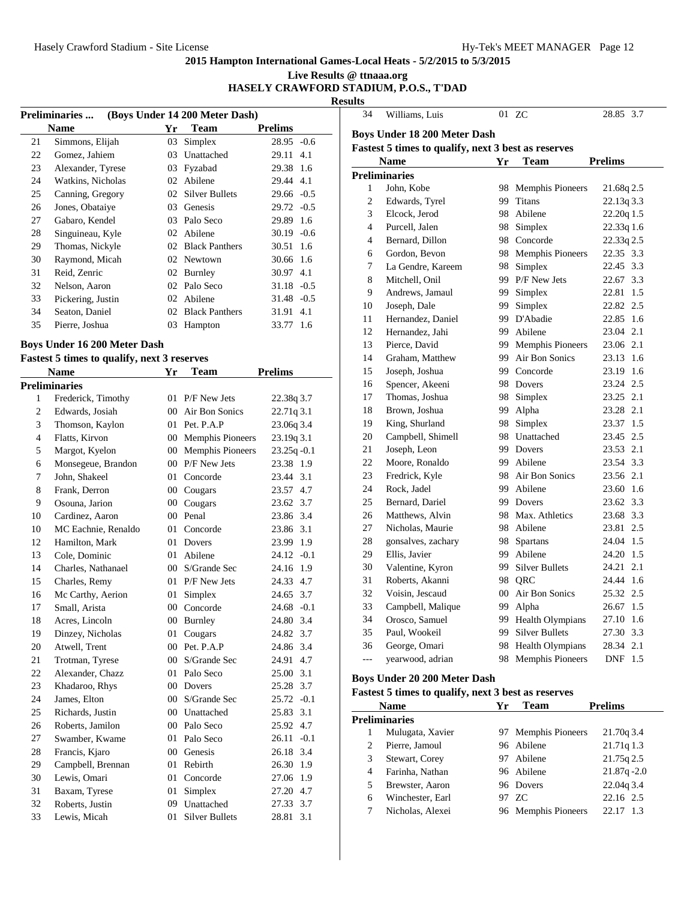**2015 Hampton International Games-Local Heats - 5/2/2015 to 5/3/2015**

**Live Results @ ttnaaa.org**

**HASELY CRAWFORD STADIUM, P.O.S., T'DAD**

**Results**

**Preliminaries ... (Boys Under 14 200 Meter Dash)**

| | Name | Yr | Team | Prelims |
|---|---|---|---|---|
| 21 | Simmons, Elijah | 03 | Simplex | 28.95 -0.6 |
| 22 | Gomez, Jahiem | 03 | Unattached | 29.11 4.1 |
| 23 | Alexander, Tyrese | 03 | Fyzabad | 29.38 1.6 |
| 24 | Watkins, Nicholas | 02 | Abilene | 29.44 4.1 |
| 25 | Canning, Gregory | 02 | Silver Bullets | 29.66 -0.5 |
| 26 | Jones, Obataiye | 03 | Genesis | 29.72 -0.5 |
| 27 | Gabaro, Kendel | 03 | Palo Seco | 29.89 1.6 |
| 28 | Singuineau, Kyle | 02 | Abilene | 30.19 -0.6 |
| 29 | Thomas, Nickyle | 02 | Black Panthers | 30.51 1.6 |
| 30 | Raymond, Micah | 02 | Newtown | 30.66 1.6 |
| 31 | Reid, Zenric | 02 | Burnley | 30.97 4.1 |
| 32 | Nelson, Aaron | 02 | Palo Seco | 31.18 -0.5 |
| 33 | Pickering, Justin | 02 | Abilene | 31.48 -0.5 |
| 34 | Seaton, Daniel | 02 | Black Panthers | 31.91 4.1 |
| 35 | Pierre, Joshua | 03 | Hampton | 33.77 1.6 |
| 34 | Williams, Luis | 01 | ZC | 28.85 3.7 |

### Boys Under 16 200 Meter Dash

**Fastest 5 times to qualify, next 3 reserves**

| | Name | Yr | Team | Prelims |
|---|---|---|---|---|
| **Preliminaries** | | | | |
| 1 | Frederick, Timothy | 01 | P/F New Jets | 22.38q 3.7 |
| 2 | Edwards, Josiah | 00 | Air Bon Sonics | 22.71q 3.1 |
| 3 | Thomson, Kaylon | 01 | Pet. P.A.P | 23.06q 3.4 |
| 4 | Flatts, Kirvon | 00 | Memphis Pioneers | 23.19q 3.1 |
| 5 | Margot, Kyelon | 00 | Memphis Pioneers | 23.25q -0.1 |
| 6 | Monsegeue, Brandon | 00 | P/F New Jets | 23.38 1.9 |
| 7 | John, Shakeel | 01 | Concorde | 23.44 3.1 |
| 8 | Frank, Derron | 00 | Cougars | 23.57 4.7 |
| 9 | Osouna, Jarion | 00 | Cougars | 23.62 3.7 |
| 10 | Cardinez, Aaron | 00 | Penal | 23.86 3.4 |
| 10 | MC Eachnie, Renaldo | 01 | Concorde | 23.86 3.1 |
| 12 | Hamilton, Mark | 01 | Dovers | 23.99 1.9 |
| 13 | Cole, Dominic | 01 | Abilene | 24.12 -0.1 |
| 14 | Charles, Nathanael | 00 | S/Grande Sec | 24.16 1.9 |
| 15 | Charles, Remy | 01 | P/F New Jets | 24.33 4.7 |
| 16 | Mc Carthy, Aerion | 01 | Simplex | 24.65 3.7 |
| 17 | Small, Arista | 00 | Concorde | 24.68 -0.1 |
| 18 | Acres, Lincoln | 00 | Burnley | 24.80 3.4 |
| 19 | Dinzey, Nicholas | 01 | Cougars | 24.82 3.7 |
| 20 | Atwell, Trent | 00 | Pet. P.A.P | 24.86 3.4 |
| 21 | Trotman, Tyrese | 00 | S/Grande Sec | 24.91 4.7 |
| 22 | Alexander, Chazz | 01 | Palo Seco | 25.00 3.1 |
| 23 | Khadaroo, Rhys | 00 | Dovers | 25.28 3.7 |
| 24 | James, Elton | 00 | S/Grande Sec | 25.72 -0.1 |
| 25 | Richards, Justin | 00 | Unattached | 25.83 3.1 |
| 26 | Roberts, Jamilon | 00 | Palo Seco | 25.92 4.7 |
| 27 | Swamber, Kwame | 01 | Palo Seco | 26.11 -0.1 |
| 28 | Francis, Kjaro | 00 | Genesis | 26.18 3.4 |
| 29 | Campbell, Brennan | 01 | Rebirth | 26.30 1.9 |
| 30 | Lewis, Omari | 01 | Concorde | 27.06 1.9 |
| 31 | Baxam, Tyrese | 01 | Simplex | 27.20 4.7 |
| 32 | Roberts, Justin | 09 | Unattached | 27.33 3.7 |
| 33 | Lewis, Micah | 01 | Silver Bullets | 28.81 3.1 |

### Boys Under 18 200 Meter Dash

**Fastest 5 times to qualify, next 3 best as reserves**

| | Name | Yr | Team | Prelims |
|---|---|---|---|---|
| **Preliminaries** | | | | |
| 1 | John, Kobe | 98 | Memphis Pioneers | 21.68q 2.5 |
| 2 | Edwards, Tyrel | 99 | Titans | 22.13q 3.3 |
| 3 | Elcock, Jerod | 98 | Abilene | 22.20q 1.5 |
| 4 | Purcell, Jalen | 98 | Simplex | 22.33q 1.6 |
| 4 | Bernard, Dillon | 98 | Concorde | 22.33q 2.5 |
| 6 | Gordon, Bevon | 98 | Memphis Pioneers | 22.35 3.3 |
| 7 | La Gendre, Kareem | 98 | Simplex | 22.45 3.3 |
| 8 | Mitchell, Onil | 99 | P/F New Jets | 22.67 3.3 |
| 9 | Andrews, Jamaul | 99 | Simplex | 22.81 1.5 |
| 10 | Joseph, Dale | 99 | Simplex | 22.82 2.5 |
| 11 | Hernandez, Daniel | 99 | D'Abadie | 22.85 1.6 |
| 12 | Hernandez, Jahi | 99 | Abilene | 23.04 2.1 |
| 13 | Pierce, David | 99 | Memphis Pioneers | 23.06 2.1 |
| 14 | Graham, Matthew | 99 | Air Bon Sonics | 23.13 1.6 |
| 15 | Joseph, Joshua | 99 | Concorde | 23.19 1.6 |
| 16 | Spencer, Akeeni | 98 | Dovers | 23.24 2.5 |
| 17 | Thomas, Joshua | 98 | Simplex | 23.25 2.1 |
| 18 | Brown, Joshua | 99 | Alpha | 23.28 2.1 |
| 19 | King, Shurland | 98 | Simplex | 23.37 1.5 |
| 20 | Campbell, Shimell | 98 | Unattached | 23.45 2.5 |
| 21 | Joseph, Leon | 99 | Dovers | 23.53 2.1 |
| 22 | Moore, Ronaldo | 99 | Abilene | 23.54 3.3 |
| 23 | Fredrick, Kyle | 98 | Air Bon Sonics | 23.56 2.1 |
| 24 | Rock, Jadel | 99 | Abilene | 23.60 1.6 |
| 25 | Bernard, Dariel | 99 | Dovers | 23.62 3.3 |
| 26 | Matthews, Alvin | 98 | Max. Athletics | 23.68 3.3 |
| 27 | Nicholas, Maurie | 98 | Abilene | 23.81 2.5 |
| 28 | gonsalves, zachary | 98 | Spartans | 24.04 1.5 |
| 29 | Ellis, Javier | 99 | Abilene | 24.20 1.5 |
| 30 | Valentine, Kyron | 99 | Silver Bullets | 24.21 2.1 |
| 31 | Roberts, Akanni | 98 | QRC | 24.44 1.6 |
| 32 | Voisin, Jescaud | 00 | Air Bon Sonics | 25.32 2.5 |
| 33 | Campbell, Malique | 99 | Alpha | 26.67 1.5 |
| 34 | Orosco, Samuel | 99 | Health Olympians | 27.10 1.6 |
| 35 | Paul, Wookeil | 99 | Silver Bullets | 27.30 3.3 |
| 36 | George, Omari | 98 | Health Olympians | 28.34 2.1 |
| --- | yearwood, adrian | 98 | Memphis Pioneers | DNF 1.5 |

### Boys Under 20 200 Meter Dash

**Fastest 5 times to qualify, next 3 best as reserves**

| | Name | Yr | Team | Prelims |
|---|---|---|---|---|
| **Preliminaries** | | | | |
| 1 | Mulugata, Xavier | 97 | Memphis Pioneers | 21.70q 3.4 |
| 2 | Pierre, Jamoul | 96 | Abilene | 21.71q 1.3 |
| 3 | Stewart, Corey | 97 | Abilene | 21.75q 2.5 |
| 4 | Farinha, Nathan | 96 | Abilene | 21.87q -2.0 |
| 5 | Brewster, Aaron | 96 | Dovers | 22.04q 3.4 |
| 6 | Winchester, Earl | 97 | ZC | 22.16 2.5 |
| 7 | Nicholas, Alexei | 96 | Memphis Pioneers | 22.17 1.3 |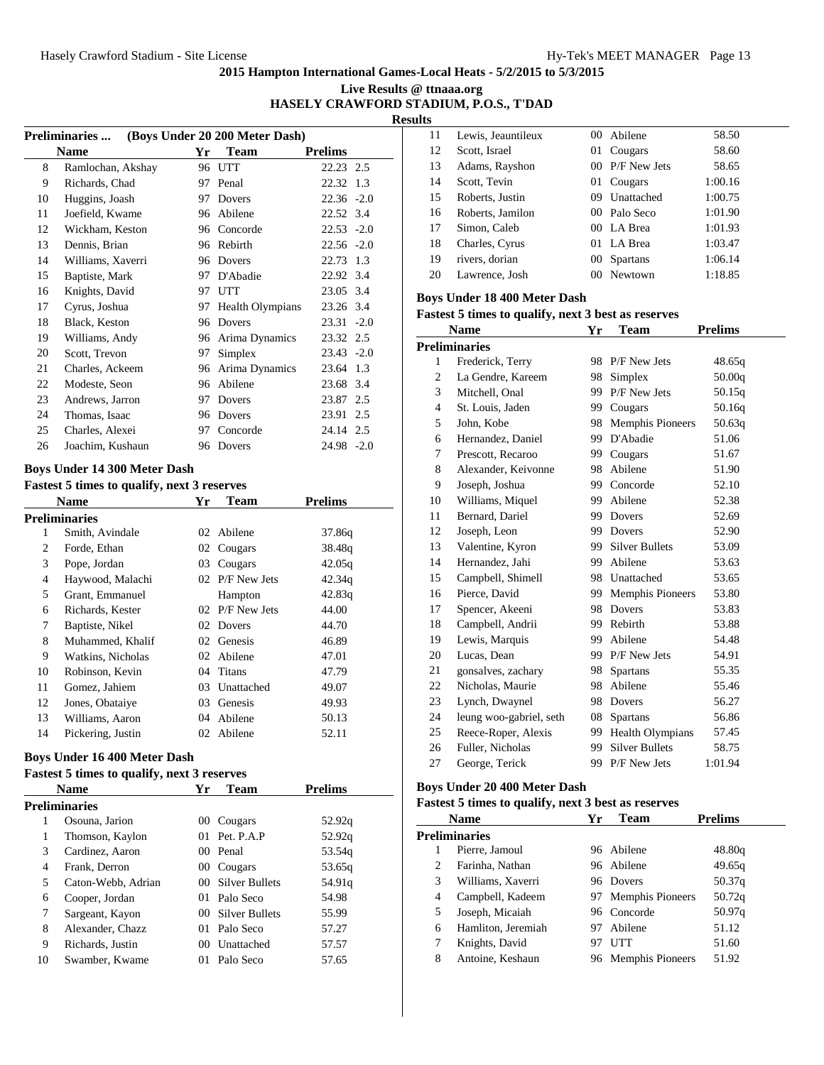**2015 Hampton International Games-Local Heats - 5/2/2015 to 5/3/2015**

**Live Results @ ttnaaa.org**

**HASELY CRAWFORD STADIUM, P.O.S., T'DAD**

**Results**

### Preliminaries ... (Boys Under 20 200 Meter Dash)

| | Name | Yr | Team | Prelims | |
|---|---|---|---|---|---|
| 8 | Ramlochan, Akshay | 96 | UTT | 22.23 | 2.5 |
| 9 | Richards, Chad | 97 | Penal | 22.32 | 1.3 |
| 10 | Huggins, Joash | 97 | Dovers | 22.36 | -2.0 |
| 11 | Joefield, Kwame | 96 | Abilene | 22.52 | 3.4 |
| 12 | Wickham, Keston | 96 | Concorde | 22.53 | -2.0 |
| 13 | Dennis, Brian | 96 | Rebirth | 22.56 | -2.0 |
| 14 | Williams, Xaverri | 96 | Dovers | 22.73 | 1.3 |
| 15 | Baptiste, Mark | 97 | D'Abadie | 22.92 | 3.4 |
| 16 | Knights, David | 97 | UTT | 23.05 | 3.4 |
| 17 | Cyrus, Joshua | 97 | Health Olympians | 23.26 | 3.4 |
| 18 | Black, Keston | 96 | Dovers | 23.31 | -2.0 |
| 19 | Williams, Andy | 96 | Arima Dynamics | 23.32 | 2.5 |
| 20 | Scott, Trevon | 97 | Simplex | 23.43 | -2.0 |
| 21 | Charles, Ackeem | 96 | Arima Dynamics | 23.64 | 1.3 |
| 22 | Modeste, Seon | 96 | Abilene | 23.68 | 3.4 |
| 23 | Andrews, Jarron | 97 | Dovers | 23.87 | 2.5 |
| 24 | Thomas, Isaac | 96 | Dovers | 23.91 | 2.5 |
| 25 | Charles, Alexei | 97 | Concorde | 24.14 | 2.5 |
| 26 | Joachim, Kushaun | 96 | Dovers | 24.98 | -2.0 |

### Boys Under 14 300 Meter Dash

**Fastest 5 times to qualify, next 3 reserves**

| | Name | Yr | Team | Prelims |
|---|---|---|---|---|
| **Preliminaries** | | | | |
| 1 | Smith, Avindale | 02 | Abilene | 37.86q |
| 2 | Forde, Ethan | 02 | Cougars | 38.48q |
| 3 | Pope, Jordan | 03 | Cougars | 42.05q |
| 4 | Haywood, Malachi | 02 | P/F New Jets | 42.34q |
| 5 | Grant, Emmanuel | | Hampton | 42.83q |
| 6 | Richards, Kester | 02 | P/F New Jets | 44.00 |
| 7 | Baptiste, Nikel | 02 | Dovers | 44.70 |
| 8 | Muhammed, Khalif | 02 | Genesis | 46.89 |
| 9 | Watkins, Nicholas | 02 | Abilene | 47.01 |
| 10 | Robinson, Kevin | 04 | Titans | 47.79 |
| 11 | Gomez, Jahiem | 03 | Unattached | 49.07 |
| 12 | Jones, Obataiye | 03 | Genesis | 49.93 |
| 13 | Williams, Aaron | 04 | Abilene | 50.13 |
| 14 | Pickering, Justin | 02 | Abilene | 52.11 |

### Boys Under 16 400 Meter Dash

**Fastest 5 times to qualify, next 3 reserves**

| | Name | Yr | Team | Prelims |
|---|---|---|---|---|
| **Preliminaries** | | | | |
| 1 | Osouna, Jarion | 00 | Cougars | 52.92q |
| 1 | Thomson, Kaylon | 01 | Pet. P.A.P | 52.92q |
| 3 | Cardinez, Aaron | 00 | Penal | 53.54q |
| 4 | Frank, Derron | 00 | Cougars | 53.65q |
| 5 | Caton-Webb, Adrian | 00 | Silver Bullets | 54.91q |
| 6 | Cooper, Jordan | 01 | Palo Seco | 54.98 |
| 7 | Sargeant, Kayon | 00 | Silver Bullets | 55.99 |
| 8 | Alexander, Chazz | 01 | Palo Seco | 57.27 |
| 9 | Richards, Justin | 00 | Unattached | 57.57 |
| 10 | Swamber, Kwame | 01 | Palo Seco | 57.65 |
| 11 | Lewis, Jeauntileux | 00 | Abilene | 58.50 |
| 12 | Scott, Israel | 01 | Cougars | 58.60 |
| 13 | Adams, Rayshon | 00 | P/F New Jets | 58.65 |
| 14 | Scott, Tevin | 01 | Cougars | 1:00.16 |
| 15 | Roberts, Justin | 09 | Unattached | 1:00.75 |
| 16 | Roberts, Jamilon | 00 | Palo Seco | 1:01.90 |
| 17 | Simon, Caleb | 00 | LA Brea | 1:01.93 |
| 18 | Charles, Cyrus | 01 | LA Brea | 1:03.47 |
| 19 | rivers, dorian | 00 | Spartans | 1:06.14 |
| 20 | Lawrence, Josh | 00 | Newtown | 1:18.85 |

### Boys Under 18 400 Meter Dash

**Fastest 5 times to qualify, next 3 best as reserves**

| | Name | Yr | Team | Prelims |
|---|---|---|---|---|
| **Preliminaries** | | | | |
| 1 | Frederick, Terry | 98 | P/F New Jets | 48.65q |
| 2 | La Gendre, Kareem | 98 | Simplex | 50.00q |
| 3 | Mitchell, Onal | 99 | P/F New Jets | 50.15q |
| 4 | St. Louis, Jaden | 99 | Cougars | 50.16q |
| 5 | John, Kobe | 98 | Memphis Pioneers | 50.63q |
| 6 | Hernandez, Daniel | 99 | D'Abadie | 51.06 |
| 7 | Prescott, Recaroo | 99 | Cougars | 51.67 |
| 8 | Alexander, Keivonne | 98 | Abilene | 51.90 |
| 9 | Joseph, Joshua | 99 | Concorde | 52.10 |
| 10 | Williams, Miquel | 99 | Abilene | 52.38 |
| 11 | Bernard, Dariel | 99 | Dovers | 52.69 |
| 12 | Joseph, Leon | 99 | Dovers | 52.90 |
| 13 | Valentine, Kyron | 99 | Silver Bullets | 53.09 |
| 14 | Hernandez, Jahi | 99 | Abilene | 53.63 |
| 15 | Campbell, Shimell | 98 | Unattached | 53.65 |
| 16 | Pierce, David | 99 | Memphis Pioneers | 53.80 |
| 17 | Spencer, Akeeni | 98 | Dovers | 53.83 |
| 18 | Campbell, Andrii | 99 | Rebirth | 53.88 |
| 19 | Lewis, Marquis | 99 | Abilene | 54.48 |
| 20 | Lucas, Dean | 99 | P/F New Jets | 54.91 |
| 21 | gonsalves, zachary | 98 | Spartans | 55.35 |
| 22 | Nicholas, Maurie | 98 | Abilene | 55.46 |
| 23 | Lynch, Dwaynel | 98 | Dovers | 56.27 |
| 24 | leung woo-gabriel, seth | 08 | Spartans | 56.86 |
| 25 | Reece-Roper, Alexis | 99 | Health Olympians | 57.45 |
| 26 | Fuller, Nicholas | 99 | Silver Bullets | 58.75 |
| 27 | George, Terick | 99 | P/F New Jets | 1:01.94 |

### Boys Under 20 400 Meter Dash

**Fastest 5 times to qualify, next 3 best as reserves**

| | Name | Yr | Team | Prelims |
|---|---|---|---|---|
| **Preliminaries** | | | | |
| 1 | Pierre, Jamoul | 96 | Abilene | 48.80q |
| 2 | Farinha, Nathan | 96 | Abilene | 49.65q |
| 3 | Williams, Xaverri | 96 | Dovers | 50.37q |
| 4 | Campbell, Kadeem | 97 | Memphis Pioneers | 50.72q |
| 5 | Joseph, Micaiah | 96 | Concorde | 50.97q |
| 6 | Hamliton, Jeremiah | 97 | Abilene | 51.12 |
| 7 | Knights, David | 97 | UTT | 51.60 |
| 8 | Antoine, Keshaun | 96 | Memphis Pioneers | 51.92 |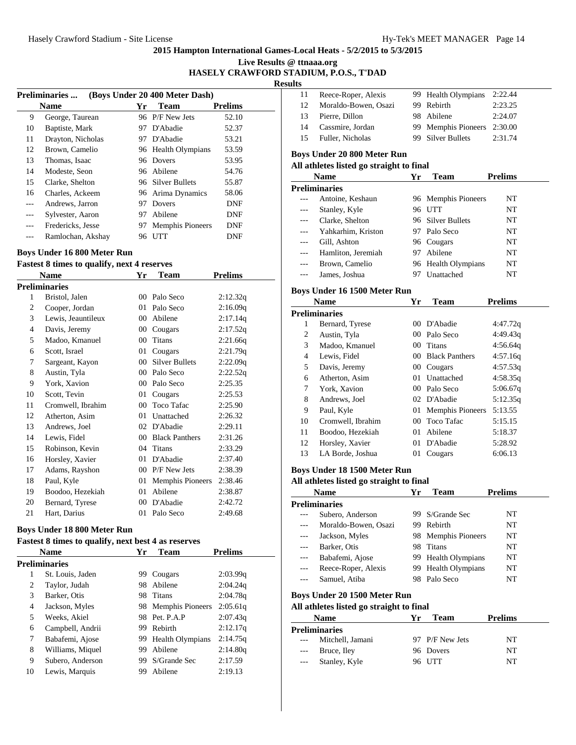**2015 Hampton International Games-Local Heats - 5/2/2015 to 5/3/2015**

**Live Results @ ttnaaa.org**

**HASELY CRAWFORD STADIUM, P.O.S., T'DAD**

**Results**

### Preliminaries ... (Boys Under 20 400 Meter Dash)

| | Name | Yr | Team | Prelims |
|---|---|---|---|---|
| 9 | George, Taurean | 96 | P/F New Jets | 52.10 |
| 10 | Baptiste, Mark | 97 | D'Abadie | 52.37 |
| 11 | Drayton, Nicholas | 97 | D'Abadie | 53.21 |
| 12 | Brown, Camelio | 96 | Health Olympians | 53.59 |
| 13 | Thomas, Isaac | 96 | Dovers | 53.95 |
| 14 | Modeste, Seon | 96 | Abilene | 54.76 |
| 15 | Clarke, Shelton | 96 | Silver Bullets | 55.87 |
| 16 | Charles, Ackeem | 96 | Arima Dynamics | 58.06 |
| --- | Andrews, Jarron | 97 | Dovers | DNF |
| --- | Sylvester, Aaron | 97 | Abilene | DNF |
| --- | Fredericks, Jesse | 97 | Memphis Pioneers | DNF |
| --- | Ramlochan, Akshay | 96 | UTT | DNF |

### Boys Under 16 800 Meter Run

**Fastest 8 times to qualify, next 4 reserves**

| | Name | Yr | Team | Prelims |
|---|---|---|---|---|
| **Preliminaries** | | | | |
| 1 | Bristol, Jalen | 00 | Palo Seco | 2:12.32q |
| 2 | Cooper, Jordan | 01 | Palo Seco | 2:16.09q |
| 3 | Lewis, Jeauntileux | 00 | Abilene | 2:17.14q |
| 4 | Davis, Jeremy | 00 | Cougars | 2:17.52q |
| 5 | Madoo, Kmanuel | 00 | Titans | 2:21.66q |
| 6 | Scott, Israel | 01 | Cougars | 2:21.79q |
| 7 | Sargeant, Kayon | 00 | Silver Bullets | 2:22.09q |
| 8 | Austin, Tyla | 00 | Palo Seco | 2:22.52q |
| 9 | York, Xavion | 00 | Palo Seco | 2:25.35 |
| 10 | Scott, Tevin | 01 | Cougars | 2:25.53 |
| 11 | Cromwell, Ibrahim | 00 | Toco Tafac | 2:25.90 |
| 12 | Atherton, Asim | 01 | Unattached | 2:26.32 |
| 13 | Andrews, Joel | 02 | D'Abadie | 2:29.11 |
| 14 | Lewis, Fidel | 00 | Black Panthers | 2:31.26 |
| 15 | Robinson, Kevin | 04 | Titans | 2:33.29 |
| 16 | Horsley, Xavier | 01 | D'Abadie | 2:37.40 |
| 17 | Adams, Rayshon | 00 | P/F New Jets | 2:38.39 |
| 18 | Paul, Kyle | 01 | Memphis Pioneers | 2:38.46 |
| 19 | Boodoo, Hezekiah | 01 | Abilene | 2:38.87 |
| 20 | Bernard, Tyrese | 00 | D'Abadie | 2:42.72 |
| 21 | Hart, Darius | 01 | Palo Seco | 2:49.68 |

### Boys Under 18 800 Meter Run

**Fastest 8 times to qualify, next best 4 as reserves**

| | Name | Yr | Team | Prelims |
|---|---|---|---|---|
| **Preliminaries** | | | | |
| 1 | St. Louis, Jaden | 99 | Cougars | 2:03.99q |
| 2 | Taylor, Judah | 98 | Abilene | 2:04.24q |
| 3 | Barker, Otis | 98 | Titans | 2:04.78q |
| 4 | Jackson, Myles | 98 | Memphis Pioneers | 2:05.61q |
| 5 | Weeks, Akiel | 98 | Pet. P.A.P | 2:07.43q |
| 6 | Campbell, Andrii | 99 | Rebirth | 2:12.17q |
| 7 | Babafemi, Ajose | 99 | Health Olympians | 2:14.75q |
| 8 | Williams, Miquel | 99 | Abilene | 2:14.80q |
| 9 | Subero, Anderson | 99 | S/Grande Sec | 2:17.59 |
| 10 | Lewis, Marquis | 99 | Abilene | 2:19.13 |
| 11 | Reece-Roper, Alexis | 99 | Health Olympians | 2:22.44 |
| 12 | Moraldo-Bowen, Osazi | 99 | Rebirth | 2:23.25 |
| 13 | Pierre, Dillon | 98 | Abilene | 2:24.07 |
| 14 | Cassmire, Jordan | 99 | Memphis Pioneers | 2:30.00 |
| 15 | Fuller, Nicholas | 99 | Silver Bullets | 2:31.74 |

### Boys Under 20 800 Meter Run

**All athletes listed go straight to final**

| | Name | Yr | Team | Prelims |
|---|---|---|---|---|
| **Preliminaries** | | | | |
| --- | Antoine, Keshaun | 96 | Memphis Pioneers | NT |
| --- | Stanley, Kyle | 96 | UTT | NT |
| --- | Clarke, Shelton | 96 | Silver Bullets | NT |
| --- | Yahkarhim, Kriston | 97 | Palo Seco | NT |
| --- | Gill, Ashton | 96 | Cougars | NT |
| --- | Hamliton, Jeremiah | 97 | Abilene | NT |
| --- | Brown, Camelio | 96 | Health Olympians | NT |
| --- | James, Joshua | 97 | Unattached | NT |

### Boys Under 16 1500 Meter Run

| | Name | Yr | Team | Prelims |
|---|---|---|---|---|
| **Preliminaries** | | | | |
| 1 | Bernard, Tyrese | 00 | D'Abadie | 4:47.72q |
| 2 | Austin, Tyla | 00 | Palo Seco | 4:49.43q |
| 3 | Madoo, Kmanuel | 00 | Titans | 4:56.64q |
| 4 | Lewis, Fidel | 00 | Black Panthers | 4:57.16q |
| 5 | Davis, Jeremy | 00 | Cougars | 4:57.53q |
| 6 | Atherton, Asim | 01 | Unattached | 4:58.35q |
| 7 | York, Xavion | 00 | Palo Seco | 5:06.67q |
| 8 | Andrews, Joel | 02 | D'Abadie | 5:12.35q |
| 9 | Paul, Kyle | 01 | Memphis Pioneers | 5:13.55 |
| 10 | Cromwell, Ibrahim | 00 | Toco Tafac | 5:15.15 |
| 11 | Boodoo, Hezekiah | 01 | Abilene | 5:18.37 |
| 12 | Horsley, Xavier | 01 | D'Abadie | 5:28.92 |
| 13 | LA Borde, Joshua | 01 | Cougars | 6:06.13 |

### Boys Under 18 1500 Meter Run

**All athletes listed go straight to final**

| | Name | Yr | Team | Prelims |
|---|---|---|---|---|
| **Preliminaries** | | | | |
| --- | Subero, Anderson | 99 | S/Grande Sec | NT |
| --- | Moraldo-Bowen, Osazi | 99 | Rebirth | NT |
| --- | Jackson, Myles | 98 | Memphis Pioneers | NT |
| --- | Barker, Otis | 98 | Titans | NT |
| --- | Babafemi, Ajose | 99 | Health Olympians | NT |
| --- | Reece-Roper, Alexis | 99 | Health Olympians | NT |
| --- | Samuel, Atiba | 98 | Palo Seco | NT |

### Boys Under 20 1500 Meter Run

**All athletes listed go straight to final**

| | Name | Yr | Team | Prelims |
|---|---|---|---|---|
| **Preliminaries** | | | | |
| --- | Mitchell, Jamani | 97 | P/F New Jets | NT |
| --- | Bruce, Iley | 96 | Dovers | NT |
| --- | Stanley, Kyle | 96 | UTT | NT |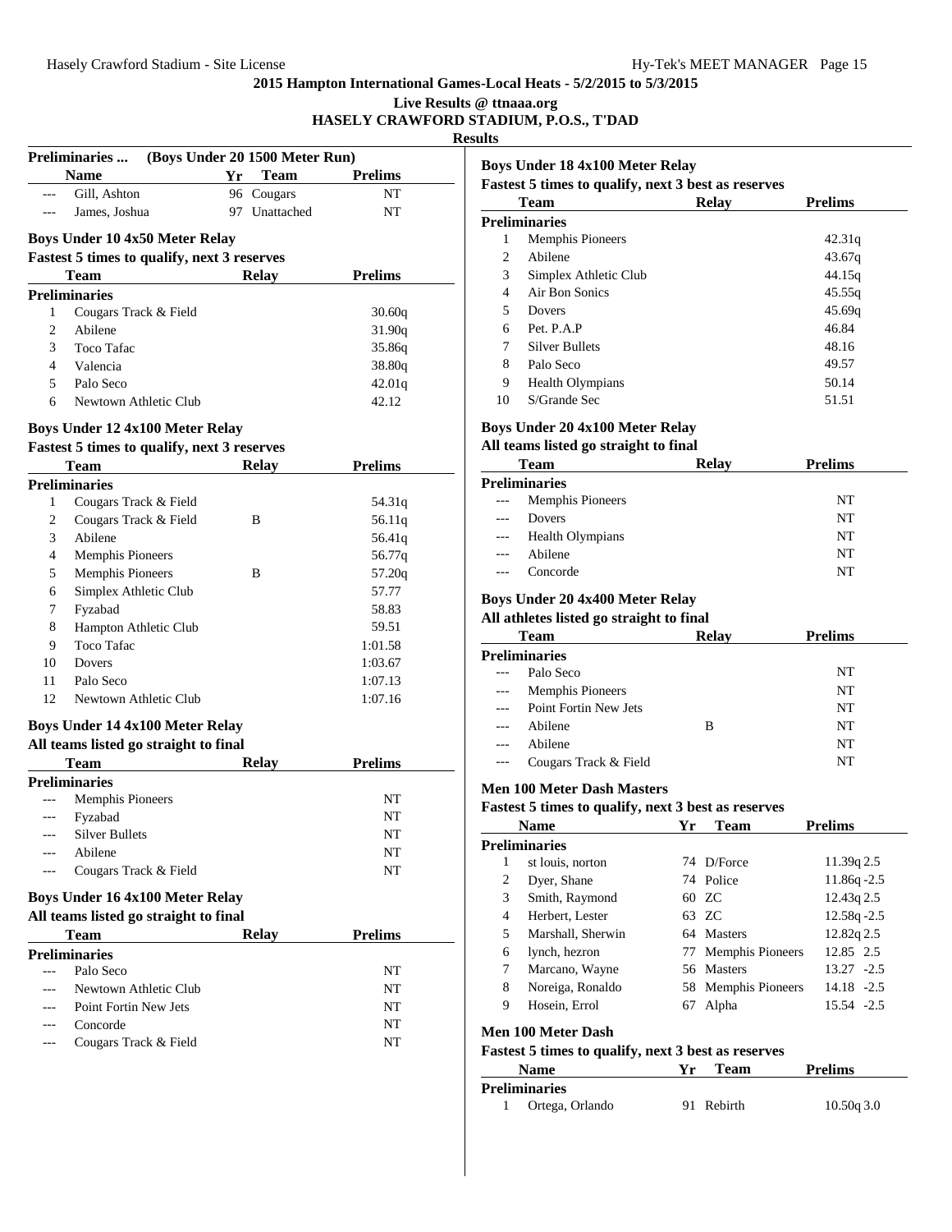# 2015 Hampton International Games-Local Heats - 5/2/2015 to 5/3/2015

**Live Results @ ttnaaa.org**

**HASELY CRAWFORD STADIUM, P.O.S., T'DAD**

**Results**

### Preliminaries ... (Boys Under 20 1500 Meter Run)

| | Name | Yr | Team | Prelims |
|---|---|---|---|---|
| --- | Gill, Ashton | 96 | Cougars | NT |
| --- | James, Joshua | 97 | Unattached | NT |

### Boys Under 10 4x50 Meter Relay

**Fastest 5 times to qualify, next 3 reserves**

| | Team | Relay | Prelims |
|---|---|---|---|
| **Preliminaries** | | | |
| 1 | Cougars Track & Field | | 30.60q |
| 2 | Abilene | | 31.90q |
| 3 | Toco Tafac | | 35.86q |
| 4 | Valencia | | 38.80q |
| 5 | Palo Seco | | 42.01q |
| 6 | Newtown Athletic Club | | 42.12 |

### Boys Under 12 4x100 Meter Relay

**Fastest 5 times to qualify, next 3 reserves**

| | Team | Relay | Prelims |
|---|---|---|---|
| **Preliminaries** | | | |
| 1 | Cougars Track & Field | | 54.31q |
| 2 | Cougars Track & Field | B | 56.11q |
| 3 | Abilene | | 56.41q |
| 4 | Memphis Pioneers | | 56.77q |
| 5 | Memphis Pioneers | B | 57.20q |
| 6 | Simplex Athletic Club | | 57.77 |
| 7 | Fyzabad | | 58.83 |
| 8 | Hampton Athletic Club | | 59.51 |
| 9 | Toco Tafac | | 1:01.58 |
| 10 | Dovers | | 1:03.67 |
| 11 | Palo Seco | | 1:07.13 |
| 12 | Newtown Athletic Club | | 1:07.16 |

### Boys Under 14 4x100 Meter Relay

**All teams listed go straight to final**

| | Team | Relay | Prelims |
|---|---|---|---|
| **Preliminaries** | | | |
| --- | Memphis Pioneers | | NT |
| --- | Fyzabad | | NT |
| --- | Silver Bullets | | NT |
| --- | Abilene | | NT |
| --- | Cougars Track & Field | | NT |

### Boys Under 16 4x100 Meter Relay

**All teams listed go straight to final**

| | Team | Relay | Prelims |
|---|---|---|---|
| **Preliminaries** | | | |
| --- | Palo Seco | | NT |
| --- | Newtown Athletic Club | | NT |
| --- | Point Fortin New Jets | | NT |
| --- | Concorde | | NT |
| --- | Cougars Track & Field | | NT |

### Boys Under 18 4x100 Meter Relay

**Fastest 5 times to qualify, next 3 best as reserves**

| | Team | Relay | Prelims |
|---|---|---|---|
| **Preliminaries** | | | |
| 1 | Memphis Pioneers | | 42.31q |
| 2 | Abilene | | 43.67q |
| 3 | Simplex Athletic Club | | 44.15q |
| 4 | Air Bon Sonics | | 45.55q |
| 5 | Dovers | | 45.69q |
| 6 | Pet. P.A.P | | 46.84 |
| 7 | Silver Bullets | | 48.16 |
| 8 | Palo Seco | | 49.57 |
| 9 | Health Olympians | | 50.14 |
| 10 | S/Grande Sec | | 51.51 |

### Boys Under 20 4x100 Meter Relay

**All teams listed go straight to final**

| | Team | Relay | Prelims |
|---|---|---|---|
| **Preliminaries** | | | |
| --- | Memphis Pioneers | | NT |
| --- | Dovers | | NT |
| --- | Health Olympians | | NT |
| --- | Abilene | | NT |
| --- | Concorde | | NT |

### Boys Under 20 4x400 Meter Relay

**All athletes listed go straight to final**

| | Team | Relay | Prelims |
|---|---|---|---|
| **Preliminaries** | | | |
| --- | Palo Seco | | NT |
| --- | Memphis Pioneers | | NT |
| --- | Point Fortin New Jets | | NT |
| --- | Abilene | B | NT |
| --- | Abilene | | NT |
| --- | Cougars Track & Field | | NT |

### Men 100 Meter Dash Masters

**Fastest 5 times to qualify, next 3 best as reserves**

| | Name | Yr | Team | Prelims |
|---|---|---|---|---|
| **Preliminaries** | | | | |
| 1 | st louis, norton | 74 | D/Force | 11.39q 2.5 |
| 2 | Dyer, Shane | 74 | Police | 11.86q -2.5 |
| 3 | Smith, Raymond | 60 | ZC | 12.43q 2.5 |
| 4 | Herbert, Lester | 63 | ZC | 12.58q -2.5 |
| 5 | Marshall, Sherwin | 64 | Masters | 12.82q 2.5 |
| 6 | lynch, hezron | 77 | Memphis Pioneers | 12.85 2.5 |
| 7 | Marcano, Wayne | 56 | Masters | 13.27 -2.5 |
| 8 | Noreiga, Ronaldo | 58 | Memphis Pioneers | 14.18 -2.5 |
| 9 | Hosein, Errol | 67 | Alpha | 15.54 -2.5 |

### Men 100 Meter Dash

**Fastest 5 times to qualify, next 3 best as reserves**

| | Name | Yr | Team | Prelims |
|---|---|---|---|---|
| **Preliminaries** | | | | |
| 1 | Ortega, Orlando | 91 | Rebirth | 10.50q 3.0 |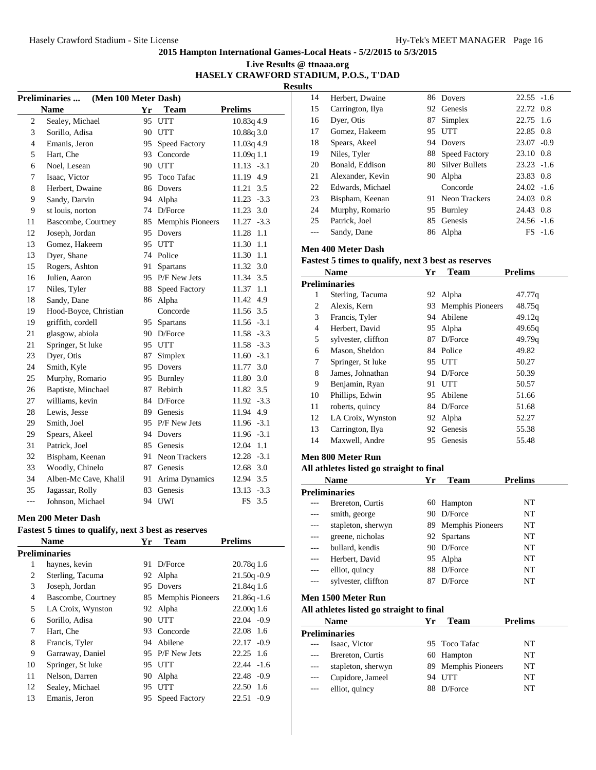# 2015 Hampton International Games-Local Heats - 5/2/2015 to 5/3/2015

**Live Results @ ttnaaa.org**

**HASELY CRAWFORD STADIUM, P.O.S., T'DAD**

**Results**

### Preliminaries ... (Men 100 Meter Dash)

| | Name | Yr | Team | Prelims | |
|---|---|---|---|---|---|
| 2 | Sealey, Michael | 95 | UTT | 10.83q | 4.9 |
| 3 | Sorillo, Adisa | 90 | UTT | 10.88q | 3.0 |
| 4 | Emanis, Jeron | 95 | Speed Factory | 11.03q | 4.9 |
| 5 | Hart, Che | 93 | Concorde | 11.09q | 1.1 |
| 6 | Noel, Lesean | 90 | UTT | 11.13 | -3.1 |
| 7 | Isaac, Victor | 95 | Toco Tafac | 11.19 | 4.9 |
| 8 | Herbert, Dwaine | 86 | Dovers | 11.21 | 3.5 |
| 9 | Sandy, Darvin | 94 | Alpha | 11.23 | -3.3 |
| 9 | st louis, norton | 74 | D/Force | 11.23 | 3.0 |
| 11 | Bascombe, Courtney | 85 | Memphis Pioneers | 11.27 | -3.3 |
| 12 | Joseph, Jordan | 95 | Dovers | 11.28 | 1.1 |
| 13 | Gomez, Hakeem | 95 | UTT | 11.30 | 1.1 |
| 13 | Dyer, Shane | 74 | Police | 11.30 | 1.1 |
| 15 | Rogers, Ashton | 91 | Spartans | 11.32 | 3.0 |
| 16 | Julien, Aaron | 95 | P/F New Jets | 11.34 | 3.5 |
| 17 | Niles, Tyler | 88 | Speed Factory | 11.37 | 1.1 |
| 18 | Sandy, Dane | 86 | Alpha | 11.42 | 4.9 |
| 19 | Hood-Boyce, Christian | | Concorde | 11.56 | 3.5 |
| 19 | griffith, cordell | 95 | Spartans | 11.56 | -3.1 |
| 21 | glasgow, abiola | 90 | D/Force | 11.58 | -3.3 |
| 21 | Springer, St luke | 95 | UTT | 11.58 | -3.3 |
| 23 | Dyer, Otis | 87 | Simplex | 11.60 | -3.1 |
| 24 | Smith, Kyle | 95 | Dovers | 11.77 | 3.0 |
| 25 | Murphy, Romario | 95 | Burnley | 11.80 | 3.0 |
| 26 | Baptiste, Minchael | 87 | Rebirth | 11.82 | 3.5 |
| 27 | williams, kevin | 84 | D/Force | 11.92 | -3.3 |
| 28 | Lewis, Jesse | 89 | Genesis | 11.94 | 4.9 |
| 29 | Smith, Joel | 95 | P/F New Jets | 11.96 | -3.1 |
| 29 | Spears, Akeel | 94 | Dovers | 11.96 | -3.1 |
| 31 | Patrick, Joel | 85 | Genesis | 12.04 | 1.1 |
| 32 | Bispham, Keenan | 91 | Neon Trackers | 12.28 | -3.1 |
| 33 | Woodly, Chinelo | 87 | Genesis | 12.68 | 3.0 |
| 34 | Alben-Mc Cave, Khalil | 91 | Arima Dynamics | 12.94 | 3.5 |
| 35 | Jagassar, Rolly | 83 | Genesis | 13.13 | -3.3 |
| --- | Johnson, Michael | 94 | UWI | FS | 3.5 |

### Men 200 Meter Dash

**Fastest 5 times to qualify, next 3 best as reserves**

| | Name | Yr | Team | Prelims | |
|---|---|---|---|---|---|
| **Preliminaries** | | | | | |
| 1 | haynes, kevin | 91 | D/Force | 20.78q | 1.6 |
| 2 | Sterling, Tacuma | 92 | Alpha | 21.50q | -0.9 |
| 3 | Joseph, Jordan | 95 | Dovers | 21.84q | 1.6 |
| 4 | Bascombe, Courtney | 85 | Memphis Pioneers | 21.86q | -1.6 |
| 5 | LA Croix, Wynston | 92 | Alpha | 22.00q | 1.6 |
| 6 | Sorillo, Adisa | 90 | UTT | 22.04 | -0.9 |
| 7 | Hart, Che | 93 | Concorde | 22.08 | 1.6 |
| 8 | Francis, Tyler | 94 | Abilene | 22.17 | -0.9 |
| 9 | Garraway, Daniel | 95 | P/F New Jets | 22.25 | 1.6 |
| 10 | Springer, St luke | 95 | UTT | 22.44 | -1.6 |
| 11 | Nelson, Darren | 90 | Alpha | 22.48 | -0.9 |
| 12 | Sealey, Michael | 95 | UTT | 22.50 | 1.6 |
| 13 | Emanis, Jeron | 95 | Speed Factory | 22.51 | -0.9 |
| 14 | Herbert, Dwaine | 86 | Dovers | 22.55 | -1.6 |
| 15 | Carrington, Ilya | 92 | Genesis | 22.72 | 0.8 |
| 16 | Dyer, Otis | 87 | Simplex | 22.75 | 1.6 |
| 17 | Gomez, Hakeem | 95 | UTT | 22.85 | 0.8 |
| 18 | Spears, Akeel | 94 | Dovers | 23.07 | -0.9 |
| 19 | Niles, Tyler | 88 | Speed Factory | 23.10 | 0.8 |
| 20 | Bonald, Eddison | 80 | Silver Bullets | 23.23 | -1.6 |
| 21 | Alexander, Kevin | 90 | Alpha | 23.83 | 0.8 |
| 22 | Edwards, Michael | | Concorde | 24.02 | -1.6 |
| 23 | Bispham, Keenan | 91 | Neon Trackers | 24.03 | 0.8 |
| 24 | Murphy, Romario | 95 | Burnley | 24.43 | 0.8 |
| 25 | Patrick, Joel | 85 | Genesis | 24.56 | -1.6 |
| --- | Sandy, Dane | 86 | Alpha | FS | -1.6 |

### Men 400 Meter Dash

**Fastest 5 times to qualify, next 3 best as reserves**

| | Name | Yr | Team | Prelims |
|---|---|---|---|---|
| **Preliminaries** | | | | |
| 1 | Sterling, Tacuma | 92 | Alpha | 47.77q |
| 2 | Alexis, Kern | 93 | Memphis Pioneers | 48.75q |
| 3 | Francis, Tyler | 94 | Abilene | 49.12q |
| 4 | Herbert, David | 95 | Alpha | 49.65q |
| 5 | sylvester, cliffton | 87 | D/Force | 49.79q |
| 6 | Mason, Sheldon | 84 | Police | 49.82 |
| 7 | Springer, St luke | 95 | UTT | 50.27 |
| 8 | James, Johnathan | 94 | D/Force | 50.39 |
| 9 | Benjamin, Ryan | 91 | UTT | 50.57 |
| 10 | Phillips, Edwin | 95 | Abilene | 51.66 |
| 11 | roberts, quincy | 84 | D/Force | 51.68 |
| 12 | LA Croix, Wynston | 92 | Alpha | 52.27 |
| 13 | Carrington, Ilya | 92 | Genesis | 55.38 |
| 14 | Maxwell, Andre | 95 | Genesis | 55.48 |

### Men 800 Meter Run

**All athletes listed go straight to final**

| | Name | Yr | Team | Prelims |
|---|---|---|---|---|
| **Preliminaries** | | | | |
| --- | Brereton, Curtis | 60 | Hampton | NT |
| --- | smith, george | 90 | D/Force | NT |
| --- | stapleton, sherwyn | 89 | Memphis Pioneers | NT |
| --- | greene, nicholas | 92 | Spartans | NT |
| --- | bullard, kendis | 90 | D/Force | NT |
| --- | Herbert, David | 95 | Alpha | NT |
| --- | elliot, quincy | 88 | D/Force | NT |
| --- | sylvester, cliffton | 87 | D/Force | NT |

### Men 1500 Meter Run

**All athletes listed go straight to final**

| | Name | Yr | Team | Prelims |
|---|---|---|---|---|
| **Preliminaries** | | | | |
| --- | Isaac, Victor | 95 | Toco Tafac | NT |
| --- | Brereton, Curtis | 60 | Hampton | NT |
| --- | stapleton, sherwyn | 89 | Memphis Pioneers | NT |
| --- | Cupidore, Jameel | 94 | UTT | NT |
| --- | elliot, quincy | 88 | D/Force | NT |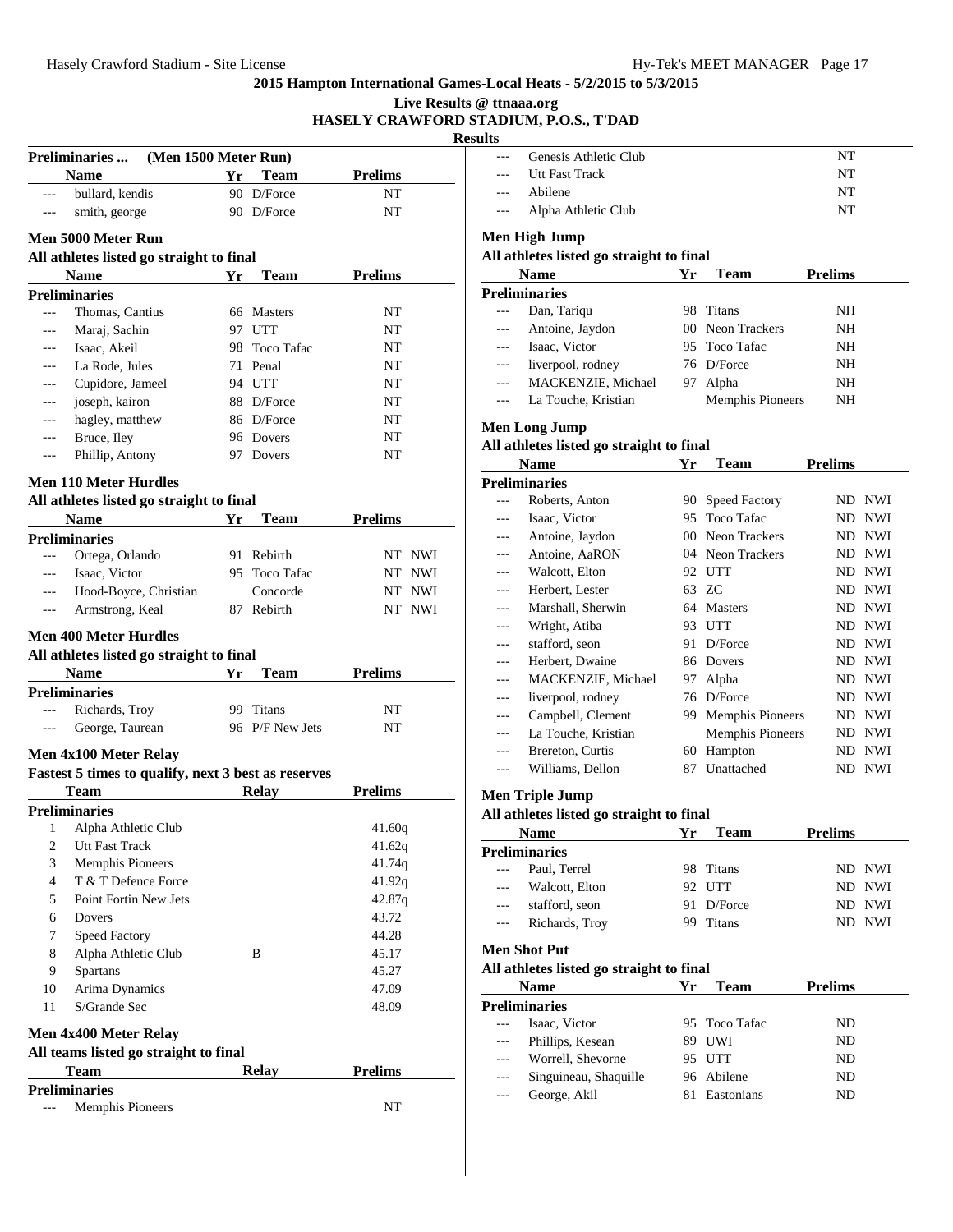**2015 Hampton International Games-Local Heats - 5/2/2015 to 5/3/2015**

**Live Results @ ttnaaa.org**

**HASELY CRAWFORD STADIUM, P.O.S., T'DAD**

**Results**

**Preliminaries ... (Men 1500 Meter Run)**

| | Name | Yr | Team | Prelims |
|---|---|---|---|---|
| --- | bullard, kendis | 90 | D/Force | NT |
| --- | smith, george | 90 | D/Force | NT |

### Men 5000 Meter Run

**All athletes listed go straight to final**

| | Name | Yr | Team | Prelims |
|---|---|---|---|---|
| **Preliminaries** | | | | |
| --- | Thomas, Cantius | 66 | Masters | NT |
| --- | Maraj, Sachin | 97 | UTT | NT |
| --- | Isaac, Akeil | 98 | Toco Tafac | NT |
| --- | La Rode, Jules | 71 | Penal | NT |
| --- | Cupidore, Jameel | 94 | UTT | NT |
| --- | joseph, kairon | 88 | D/Force | NT |
| --- | hagley, matthew | 86 | D/Force | NT |
| --- | Bruce, Iley | 96 | Dovers | NT |
| --- | Phillip, Antony | 97 | Dovers | NT |

### Men 110 Meter Hurdles

**All athletes listed go straight to final**

| | Name | Yr | Team | Prelims | |
|---|---|---|---|---|---|
| **Preliminaries** | | | | | |
| --- | Ortega, Orlando | 91 | Rebirth | NT | NWI |
| --- | Isaac, Victor | 95 | Toco Tafac | NT | NWI |
| --- | Hood-Boyce, Christian | | Concorde | NT | NWI |
| --- | Armstrong, Keal | 87 | Rebirth | NT | NWI |

### Men 400 Meter Hurdles

**All athletes listed go straight to final**

| | Name | Yr | Team | Prelims |
|---|---|---|---|---|
| **Preliminaries** | | | | |
| --- | Richards, Troy | 99 | Titans | NT |
| --- | George, Taurean | 96 | P/F New Jets | NT |

### Men 4x100 Meter Relay

**Fastest 5 times to qualify, next 3 best as reserves**

| | Team | Relay | Prelims |
|---|---|---|---|
| **Preliminaries** | | | |
| 1 | Alpha Athletic Club | | 41.60q |
| 2 | Utt Fast Track | | 41.62q |
| 3 | Memphis Pioneers | | 41.74q |
| 4 | T & T Defence Force | | 41.92q |
| 5 | Point Fortin New Jets | | 42.87q |
| 6 | Dovers | | 43.72 |
| 7 | Speed Factory | | 44.28 |
| 8 | Alpha Athletic Club | B | 45.17 |
| 9 | Spartans | | 45.27 |
| 10 | Arima Dynamics | | 47.09 |
| 11 | S/Grande Sec | | 48.09 |

### Men 4x400 Meter Relay

**All teams listed go straight to final**

| | Team | Relay | Prelims |
|---|---|---|---|
| **Preliminaries** | | | |
| --- | Memphis Pioneers | | NT |
| --- | Genesis Athletic Club | | NT |
| --- | Utt Fast Track | | NT |
| --- | Abilene | | NT |
| --- | Alpha Athletic Club | | NT |

### Men High Jump

**All athletes listed go straight to final**

| | Name | Yr | Team | Prelims |
|---|---|---|---|---|
| **Preliminaries** | | | | |
| --- | Dan, Tariqu | 98 | Titans | NH |
| --- | Antoine, Jaydon | 00 | Neon Trackers | NH |
| --- | Isaac, Victor | 95 | Toco Tafac | NH |
| --- | liverpool, rodney | 76 | D/Force | NH |
| --- | MACKENZIE, Michael | 97 | Alpha | NH |
| --- | La Touche, Kristian | | Memphis Pioneers | NH |

### Men Long Jump

**All athletes listed go straight to final**

| | Name | Yr | Team | Prelims | |
|---|---|---|---|---|---|
| **Preliminaries** | | | | | |
| --- | Roberts, Anton | 90 | Speed Factory | ND | NWI |
| --- | Isaac, Victor | 95 | Toco Tafac | ND | NWI |
| --- | Antoine, Jaydon | 00 | Neon Trackers | ND | NWI |
| --- | Antoine, AaRON | 04 | Neon Trackers | ND | NWI |
| --- | Walcott, Elton | 92 | UTT | ND | NWI |
| --- | Herbert, Lester | 63 | ZC | ND | NWI |
| --- | Marshall, Sherwin | 64 | Masters | ND | NWI |
| --- | Wright, Atiba | 93 | UTT | ND | NWI |
| --- | stafford, seon | 91 | D/Force | ND | NWI |
| --- | Herbert, Dwaine | 86 | Dovers | ND | NWI |
| --- | MACKENZIE, Michael | 97 | Alpha | ND | NWI |
| --- | liverpool, rodney | 76 | D/Force | ND | NWI |
| --- | Campbell, Clement | 99 | Memphis Pioneers | ND | NWI |
| --- | La Touche, Kristian | | Memphis Pioneers | ND | NWI |
| --- | Brereton, Curtis | 60 | Hampton | ND | NWI |
| --- | Williams, Dellon | 87 | Unattached | ND | NWI |

### Men Triple Jump

**All athletes listed go straight to final**

| | Name | Yr | Team | Prelims | |
|---|---|---|---|---|---|
| **Preliminaries** | | | | | |
| --- | Paul, Terrel | 98 | Titans | ND | NWI |
| --- | Walcott, Elton | 92 | UTT | ND | NWI |
| --- | stafford, seon | 91 | D/Force | ND | NWI |
| --- | Richards, Troy | 99 | Titans | ND | NWI |

### Men Shot Put

**All athletes listed go straight to final**

| | Name | Yr | Team | Prelims |
|---|---|---|---|---|
| **Preliminaries** | | | | |
| --- | Isaac, Victor | 95 | Toco Tafac | ND |
| --- | Phillips, Kesean | 89 | UWI | ND |
| --- | Worrell, Shevorne | 95 | UTT | ND |
| --- | Singuineau, Shaquille | 96 | Abilene | ND |
| --- | George, Akil | 81 | Eastonians | ND |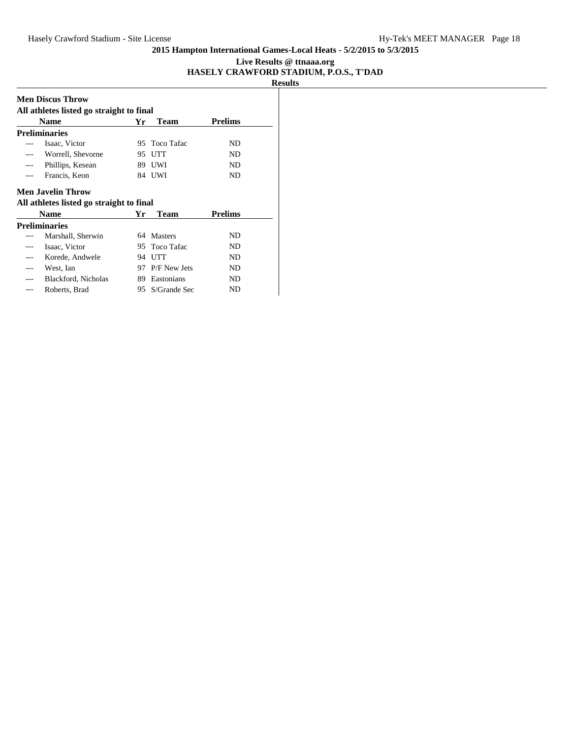## Results

### Men Discus Throw

All athletes listed go straight to final

| | Name | Yr | Team | Prelims |
|---|---|---|---|---|
| **Preliminaries** | | | | |
| --- | Isaac, Victor | 95 | Toco Tafac | ND |
| --- | Worrell, Shevorne | 95 | UTT | ND |
| --- | Phillips, Kesean | 89 | UWI | ND |
| --- | Francis, Keon | 84 | UWI | ND |

### Men Javelin Throw

All athletes listed go straight to final

| | Name | Yr | Team | Prelims |
|---|---|---|---|---|
| **Preliminaries** | | | | |
| --- | Marshall, Sherwin | 64 | Masters | ND |
| --- | Isaac, Victor | 95 | Toco Tafac | ND |
| --- | Korede, Andwele | 94 | UTT | ND |
| --- | West, Ian | 97 | P/F New Jets | ND |
| --- | Blackford, Nicholas | 89 | Eastonians | ND |
| --- | Roberts, Brad | 95 | S/Grande Sec | ND |